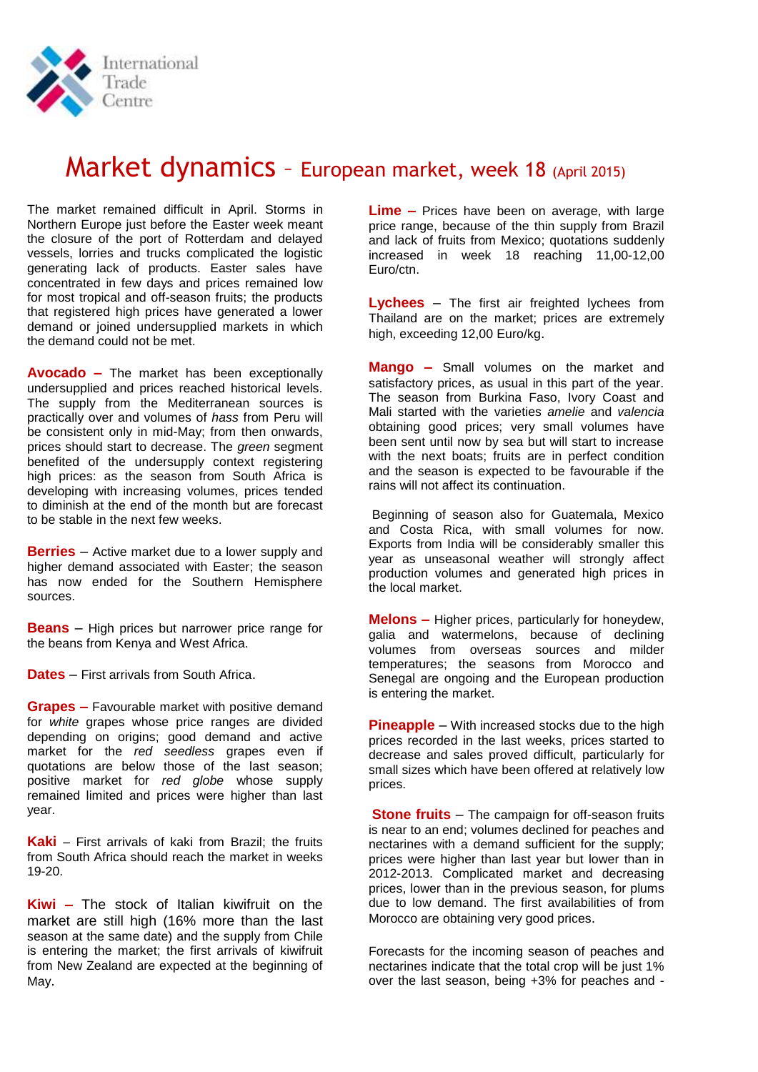# Market dynamics – European market, week 18 (April 2015)

The market remained difficult in April. Storms in Northern Europe just before the Easter week meant the closure of the port of Rotterdam and delayed vessels, lorries and trucks complicated the logistic generating lack of products. Easter sales have concentrated in few days and prices remained low for most tropical and off-season fruits; the products that registered high prices have generated a lower demand or joined undersupplied markets in which the demand could not be met.

**Avocado –** The market has been exceptionally undersupplied and prices reached historical levels. The supply from the Mediterranean sources is practically over and volumes of *hass* from Peru will be consistent only in mid-May; from then onwards, prices should start to decrease. The *green* segment benefited of the undersupply context registering high prices: as the season from South Africa is developing with increasing volumes, prices tended to diminish at the end of the month but are forecast to be stable in the next few weeks.

**Berries** – Active market due to a lower supply and higher demand associated with Easter; the season has now ended for the Southern Hemisphere sources.

**Beans** – High prices but narrower price range for the beans from Kenya and West Africa.

**Dates** – First arrivals from South Africa.

**Grapes –** Favourable market with positive demand for *white* grapes whose price ranges are divided depending on origins; good demand and active market for the *red seedless* grapes even if quotations are below those of the last season; positive market for *red globe* whose supply remained limited and prices were higher than last year.

**Kaki** – First arrivals of kaki from Brazil; the fruits from South Africa should reach the market in weeks 19-20.

**Kiwi –** The stock of Italian kiwifruit on the market are still high (16% more than the last season at the same date) and the supply from Chile is entering the market; the first arrivals of kiwifruit from New Zealand are expected at the beginning of May.

**Lime –** Prices have been on average, with large price range, because of the thin supply from Brazil and lack of fruits from Mexico; quotations suddenly increased in week 18 reaching 11,00-12,00 Euro/ctn.

**Lychees** – The first air freighted lychees from Thailand are on the market; prices are extremely high, exceeding 12,00 Euro/kg.

**Mango –** Small volumes on the market and satisfactory prices, as usual in this part of the year. The season from Burkina Faso, Ivory Coast and Mali started with the varieties *amelie* and *valencia* obtaining good prices; very small volumes have been sent until now by sea but will start to increase with the next boats; fruits are in perfect condition and the season is expected to be favourable if the rains will not affect its continuation.

Beginning of season also for Guatemala, Mexico and Costa Rica, with small volumes for now. Exports from India will be considerably smaller this year as unseasonal weather will strongly affect production volumes and generated high prices in the local market.

**Melons –** Higher prices, particularly for honeydew, galia and watermelons, because of declining volumes from overseas sources and milder temperatures; the seasons from Morocco and Senegal are ongoing and the European production is entering the market.

**Pineapple** – With increased stocks due to the high prices recorded in the last weeks, prices started to decrease and sales proved difficult, particularly for small sizes which have been offered at relatively low prices.

**Stone fruits** – The campaign for off-season fruits is near to an end; volumes declined for peaches and nectarines with a demand sufficient for the supply; prices were higher than last year but lower than in 2012-2013. Complicated market and decreasing prices, lower than in the previous season, for plums due to low demand. The first availabilities of from Morocco are obtaining very good prices.

Forecasts for the incoming season of peaches and nectarines indicate that the total crop will be just 1% over the last season, being +3% for peaches and -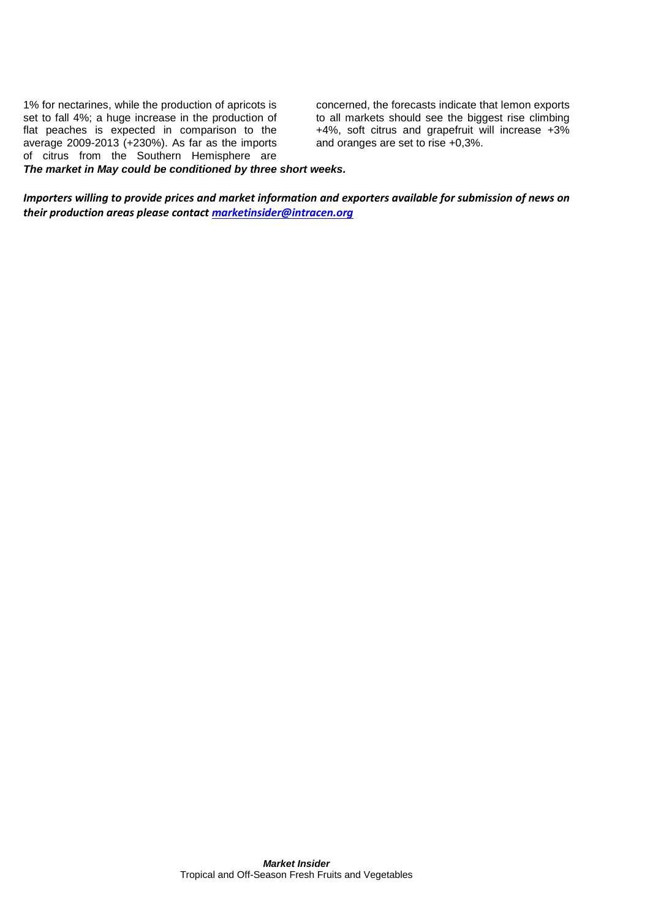1% for nectarines, while the production of apricots is set to fall 4%; a huge increase in the production of flat peaches is expected in comparison to the average 2009-2013 (+230%). As far as the imports of citrus from the Southern Hemisphere are concerned, the forecasts indicate that lemon exports to all markets should see the biggest rise climbing +4%, soft citrus and grapefruit will increase +3% and oranges are set to rise +0,3%.

***The market in May could be conditioned by three short weeks.***

***Importers willing to provide prices and market information and exporters available for submission of news on their production areas please contact [marketinsider@intracen.org](mailto:marketinsider@intracen.org)***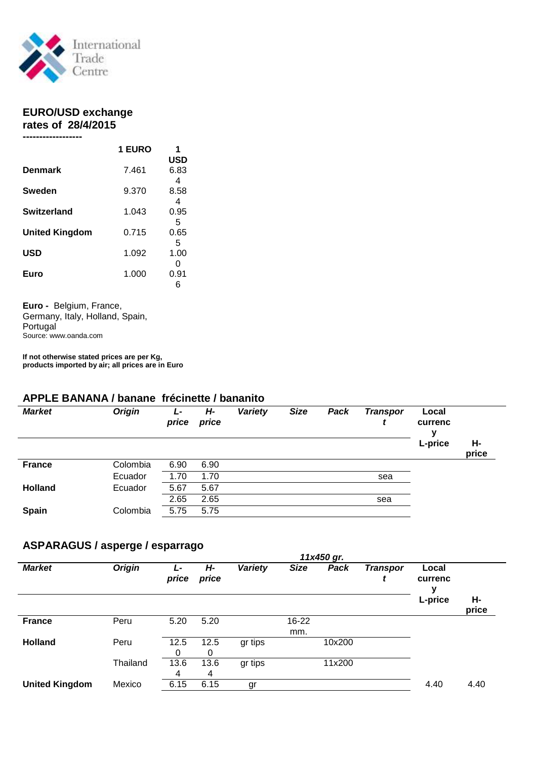## EURO/USD exchange rates of 28/4/2015

------------------

| | 1 EURO | 1 USD |
|---|---|---|
| **Denmark** | 7.461 | 6.834 |
| **Sweden** | 9.370 | 8.584 |
| **Switzerland** | 1.043 | 0.955 |
| **United Kingdom** | 0.715 | 0.655 |
| **USD** | 1.092 | 1.000 |
| **Euro** | 1.000 | 0.916 |

**Euro -** Belgium, France, Germany, Italy, Holland, Spain, Portugal

Source: www.oanda.com

**If not otherwise stated prices are per Kg, products imported by air; all prices are in Euro**

## APPLE BANANA / banane frécinette / bananito

| *Market* | *Origin* | *L-price* | *H-price* | *Variety* | *Size* | *Pack* | *Transport* | Local currency L-price | H-price |
|---|---|---|---|---|---|---|---|---|---|
| **France** | Colombia | 6.90 | 6.90 | | | | | | |
| | Ecuador | 1.70 | 1.70 | | | | sea | | |
| **Holland** | Ecuador | 5.67 | 5.67 | | | | | | |
| | | 2.65 | 2.65 | | | | sea | | |
| **Spain** | Colombia | 5.75 | 5.75 | | | | | | |

## ASPARAGUS / asperge / esparrago

*11x450 gr.*

| *Market* | *Origin* | *L-price* | *H-price* | *Variety* | *Size* | *Pack* | *Transport* | Local currency L-price | H-price |
|---|---|---|---|---|---|---|---|---|---|
| **France** | Peru | 5.20 | 5.20 | | 16-22 mm. | | | | |
| **Holland** | Peru | 12.50 | 12.50 | gr tips | | 10x200 | | | |
| | Thailand | 13.64 | 13.64 | gr tips | | 11x200 | | | |
| **United Kingdom** | Mexico | 6.15 | 6.15 | gr | | | | 4.40 | 4.40 |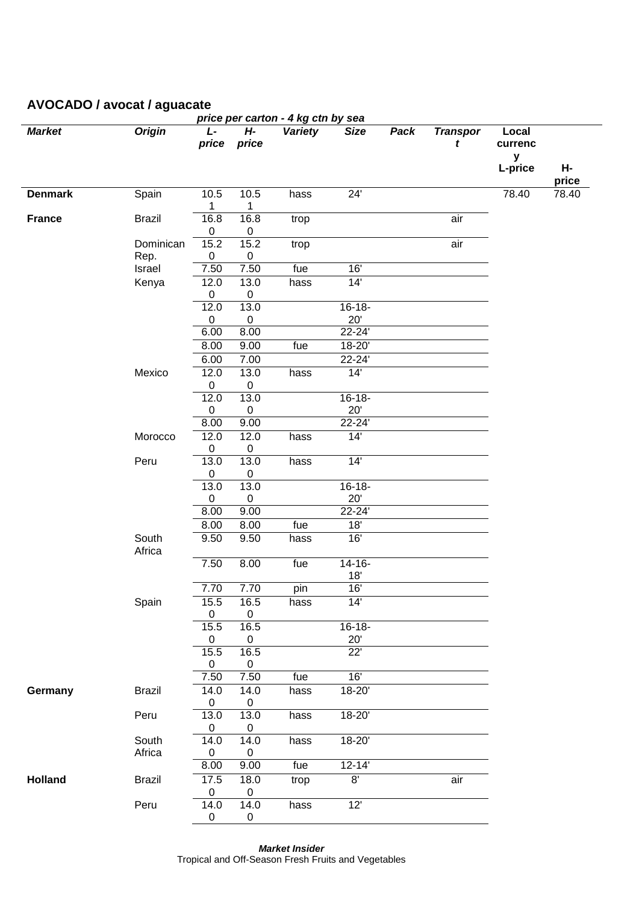## AVOCADO / avocat / aguacate

*price per carton - 4 kg ctn by sea*

| Market | Origin | L-price | H-price | Variety | Size | Pack | Transport | Local currency L-price | H-price |
|---|---|---|---|---|---|---|---|---|---|
| **Denmark** | Spain | 10.51 | 10.51 | hass | 24' | | | 78.40 | 78.40 |
| **France** | Brazil | 16.80 | 16.80 | trop | | | air | | |
| | Dominican Rep. | 15.20 | 15.20 | trop | | | air | | |
| | Israel | 7.50 | 7.50 | fue | 16' | | | | |
| | Kenya | 12.00 | 13.00 | hass | 14' | | | | |
| | | 12.00 | 13.00 | | 16-18-20' | | | | |
| | | 6.00 | 8.00 | | 22-24' | | | | |
| | | 8.00 | 9.00 | fue | 18-20' | | | | |
| | | 6.00 | 7.00 | | 22-24' | | | | |
| | Mexico | 12.00 | 13.00 | hass | 14' | | | | |
| | | 12.00 | 13.00 | | 16-18-20' | | | | |
| | | 8.00 | 9.00 | | 22-24' | | | | |
| | Morocco | 12.00 | 12.00 | hass | 14' | | | | |
| | Peru | 13.00 | 13.00 | hass | 14' | | | | |
| | | 13.00 | 13.00 | | 16-18-20' | | | | |
| | | 8.00 | 9.00 | | 22-24' | | | | |
| | | 8.00 | 8.00 | fue | 18' | | | | |
| | South Africa | 9.50 | 9.50 | hass | 16' | | | | |
| | | 7.50 | 8.00 | fue | 14-16-18' | | | | |
| | | 7.70 | 7.70 | pin | 16' | | | | |
| | Spain | 15.50 | 16.50 | hass | 14' | | | | |
| | | 15.50 | 16.50 | | 16-18-20' | | | | |
| | | 15.50 | 16.50 | | 22' | | | | |
| | | 7.50 | 7.50 | fue | 16' | | | | |
| **Germany** | Brazil | 14.00 | 14.00 | hass | 18-20' | | | | |
| | Peru | 13.00 | 13.00 | hass | 18-20' | | | | |
| | South Africa | 14.00 | 14.00 | hass | 18-20' | | | | |
| | | 8.00 | 9.00 | fue | 12-14' | | | | |
| **Holland** | Brazil | 17.50 | 18.00 | trop | 8' | | air | | |
| | Peru | 14.00 | 14.00 | hass | 12' | | | | |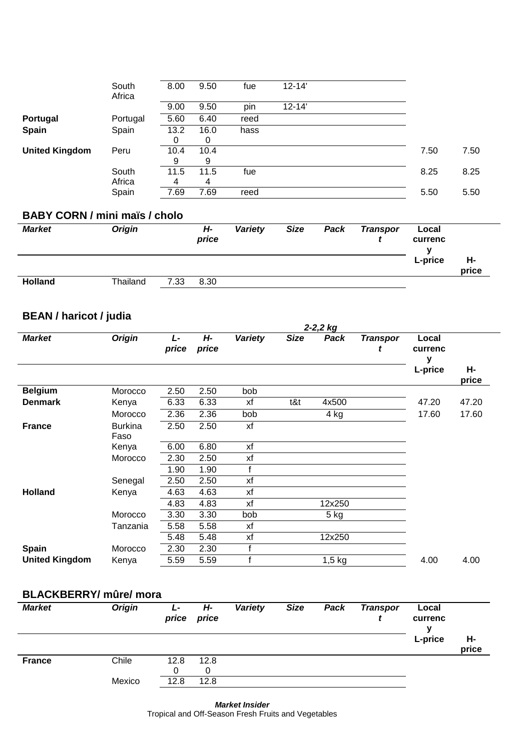| Market | Origin | L-price | H-price | Variety | Size | Pack | Transport | Local currency L-price | Local currency H-price |
|---|---|---|---|---|---|---|---|---|---|
| | South Africa | 8.00 | 9.50 | fue | 12-14' | | | | |
| | | 9.00 | 9.50 | pin | 12-14' | | | | |
| **Portugal** | Portugal | 5.60 | 6.40 | reed | | | | | |
| **Spain** | Spain | 13.20 | 16.00 | hass | | | | | |
| **United Kingdom** | Peru | 10.49 | 10.49 | | | | | 7.50 | 7.50 |
| | South Africa | 11.54 | 11.54 | fue | | | | 8.25 | 8.25 |
| | Spain | 7.69 | 7.69 | reed | | | | 5.50 | 5.50 |

## BABY CORN / mini maïs / cholo

| *Market* | *Origin* | | *H-price* | *Variety* | *Size* | *Pack* | *Transport* | **Local currency** L-price | H-price |
|---|---|---|---|---|---|---|---|---|---|
| **Holland** | Thailand | 7.33 | 8.30 | | | | | | |

## BEAN / haricot / judia

*2-2,2 kg*

| *Market* | *Origin* | *L-price* | *H-price* | *Variety* | *Size* | *Pack* | *Transport* | **Local currency** L-price | H-price |
|---|---|---|---|---|---|---|---|---|---|
| **Belgium** | Morocco | 2.50 | 2.50 | bob | | | | | |
| **Denmark** | Kenya | 6.33 | 6.33 | xf | t&t | 4x500 | | 47.20 | 47.20 |
| | Morocco | 2.36 | 2.36 | bob | | 4 kg | | 17.60 | 17.60 |
| **France** | Burkina Faso | 2.50 | 2.50 | xf | | | | | |
| | Kenya | 6.00 | 6.80 | xf | | | | | |
| | Morocco | 2.30 | 2.50 | xf | | | | | |
| | | 1.90 | 1.90 | f | | | | | |
| | Senegal | 2.50 | 2.50 | xf | | | | | |
| **Holland** | Kenya | 4.63 | 4.63 | xf | | | | | |
| | | 4.83 | 4.83 | xf | | 12x250 | | | |
| | Morocco | 3.30 | 3.30 | bob | | 5 kg | | | |
| | Tanzania | 5.58 | 5.58 | xf | | | | | |
| | | 5.48 | 5.48 | xf | | 12x250 | | | |
| **Spain** | Morocco | 2.30 | 2.30 | f | | | | | |
| **United Kingdom** | Kenya | 5.59 | 5.59 | f | | 1,5 kg | | 4.00 | 4.00 |

## BLACKBERRY/ mûre/ mora

| *Market* | *Origin* | *L-price* | *H-price* | *Variety* | *Size* | *Pack* | *Transport* | **Local currency** L-price | H-price |
|---|---|---|---|---|---|---|---|---|---|
| **France** | Chile | 12.80 | 12.80 | | | | | | |
| | Mexico | 12.8 | 12.8 | | | | | | |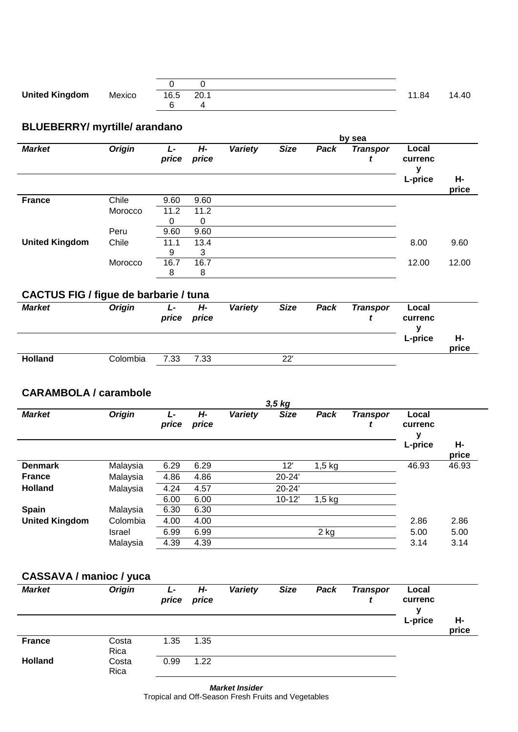| | | | | | | | | | |
|---|---|---|---|---|---|---|---|---|---|
| | | 0 | 0 | | | | | | |
| **United Kingdom** | Mexico | 16.56 | 20.14 | | | | | 11.84 | 14.40 |

## BLUEBERRY/ myrtille/ arandano

| *Market* | *Origin* | *L-price* | *H-price* | *Variety* | *Size* | *Pack* | *Transport* | Local currency | |
|---|---|---|---|---|---|---|---|---|---|
| | | | | | | | by sea | | |
| | | | | | | | | L-price | H-price |
| **France** | Chile | 9.60 | 9.60 | | | | | | |
| | Morocco | 11.20 | 11.20 | | | | | | |
| | Peru | 9.60 | 9.60 | | | | | | |
| **United Kingdom** | Chile | 11.19 | 13.43 | | | | | 8.00 | 9.60 |
| | Morocco | 16.78 | 16.78 | | | | | 12.00 | 12.00 |

## CACTUS FIG / figue de barbarie / tuna

| *Market* | *Origin* | *L-price* | *H-price* | *Variety* | *Size* | *Pack* | *Transport* | Local currency | |
|---|---|---|---|---|---|---|---|---|---|
| | | | | | | | | L-price | H-price |
| **Holland** | Colombia | 7.33 | 7.33 | | 22' | | | | |

## CARAMBOLA / carambole

| *Market* | *Origin* | *L-price* | *H-price* | *Variety* | *Size* | *Pack* | *Transport* | Local currency | |
|---|---|---|---|---|---|---|---|---|---|
| | | | | | *3,5 kg* | | | | |
| | | | | | | | | L-price | H-price |
| **Denmark** | Malaysia | 6.29 | 6.29 | | 12' | 1,5 kg | | 46.93 | 46.93 |
| **France** | Malaysia | 4.86 | 4.86 | | 20-24' | | | | |
| **Holland** | Malaysia | 4.24 | 4.57 | | 20-24' | | | | |
| | | 6.00 | 6.00 | | 10-12' | 1,5 kg | | | |
| **Spain** | Malaysia | 6.30 | 6.30 | | | | | | |
| **United Kingdom** | Colombia | 4.00 | 4.00 | | | | | 2.86 | 2.86 |
| | Israel | 6.99 | 6.99 | | | 2 kg | | 5.00 | 5.00 |
| | Malaysia | 4.39 | 4.39 | | | | | 3.14 | 3.14 |

## CASSAVA / manioc / yuca

| *Market* | *Origin* | *L-price* | *H-price* | *Variety* | *Size* | *Pack* | *Transport* | Local currency | |
|---|---|---|---|---|---|---|---|---|---|
| | | | | | | | | L-price | H-price |
| **France** | Costa Rica | 1.35 | 1.35 | | | | | | |
| **Holland** | Costa Rica | 0.99 | 1.22 | | | | | | |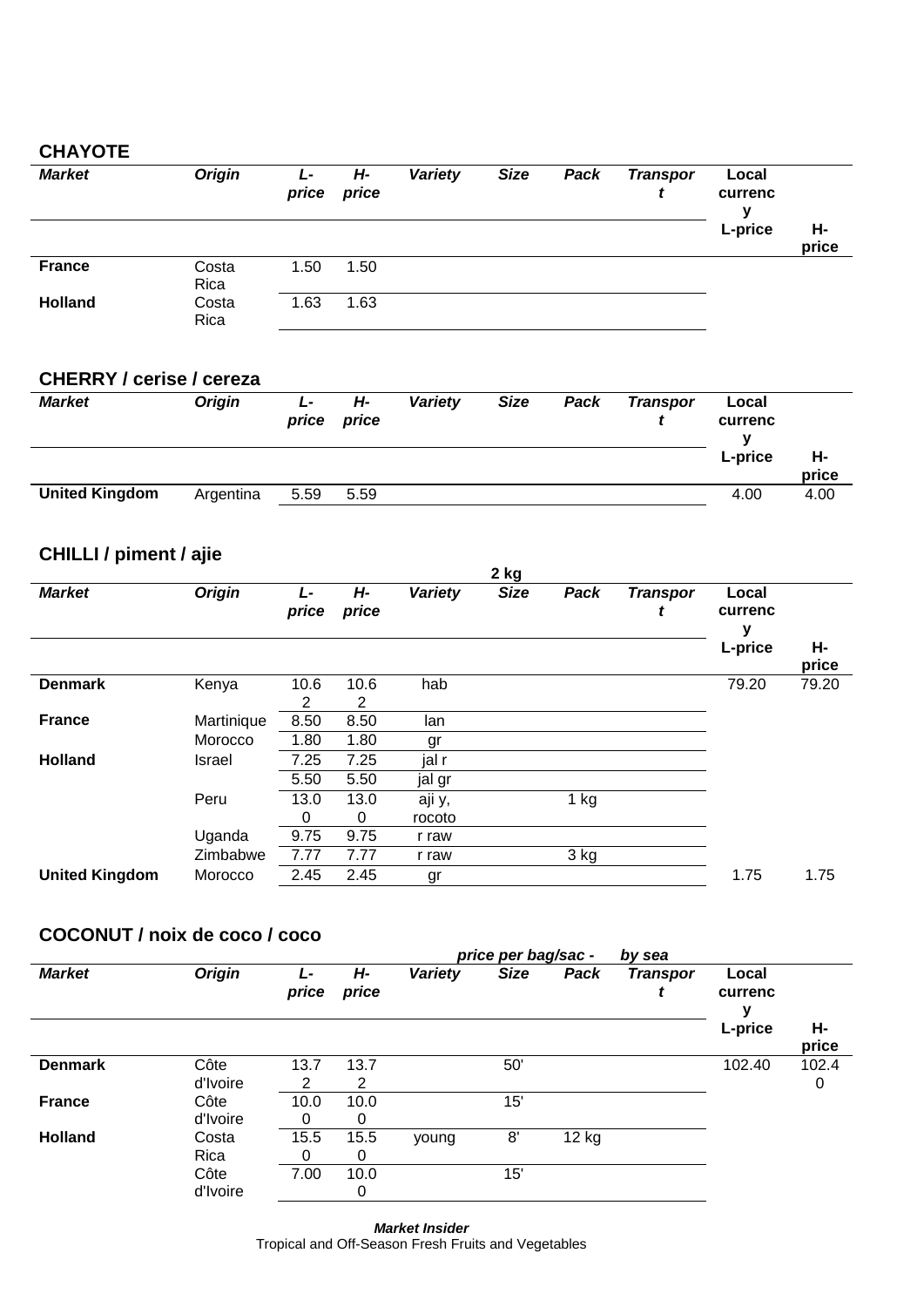## CHAYOTE

| Market | Origin | L-price | H-price | Variety | Size | Pack | Transport | Local currency L-price | H-price |
|---|---|---|---|---|---|---|---|---|---|
| France | Costa Rica | 1.50 | 1.50 | | | | | | |
| Holland | Costa Rica | 1.63 | 1.63 | | | | | | |

## CHERRY / cerise / cereza

| Market | Origin | L-price | H-price | Variety | Size | Pack | Transport | Local currency L-price | H-price |
|---|---|---|---|---|---|---|---|---|---|
| United Kingdom | Argentina | 5.59 | 5.59 | | | | | 4.00 | 4.00 |

## CHILLI / piment / aji

| Market | Origin | L-price | H-price | Variety | Size (2 kg) | Pack | Transport | Local currency L-price | H-price |
|---|---|---|---|---|---|---|---|---|---|
| Denmark | Kenya | 10.62 | 10.62 | hab | | | | 79.20 | 79.20 |
| France | Martinique | 8.50 | 8.50 | lan | | | | | |
| | Morocco | 1.80 | 1.80 | gr | | | | | |
| Holland | Israel | 7.25 | 7.25 | jal r | | | | | |
| | | 5.50 | 5.50 | jal gr | | | | | |
| | Peru | 13.00 | 13.00 | aji y, rocoto | | 1 kg | | | |
| | Uganda | 9.75 | 9.75 | r raw | | | | | |
| | Zimbabwe | 7.77 | 7.77 | r raw | | 3 kg | | | |
| United Kingdom | Morocco | 2.45 | 2.45 | gr | | | | 1.75 | 1.75 |

## COCONUT / noix de coco / coco

*price per bag/sac - by sea*

| Market | Origin | L-price | H-price | Variety | Size | Pack | Transport | Local currency L-price | H-price |
|---|---|---|---|---|---|---|---|---|---|
| Denmark | Côte d'Ivoire | 13.72 | 13.72 | | 50' | | | 102.40 | 102.40 |
| France | Côte d'Ivoire | 10.00 | 10.00 | | 15' | | | | |
| Holland | Costa Rica | 15.50 | 15.50 | young | 8' | 12 kg | | | |
| | Côte d'Ivoire | 7.00 | 10.00 | | 15' | | | | |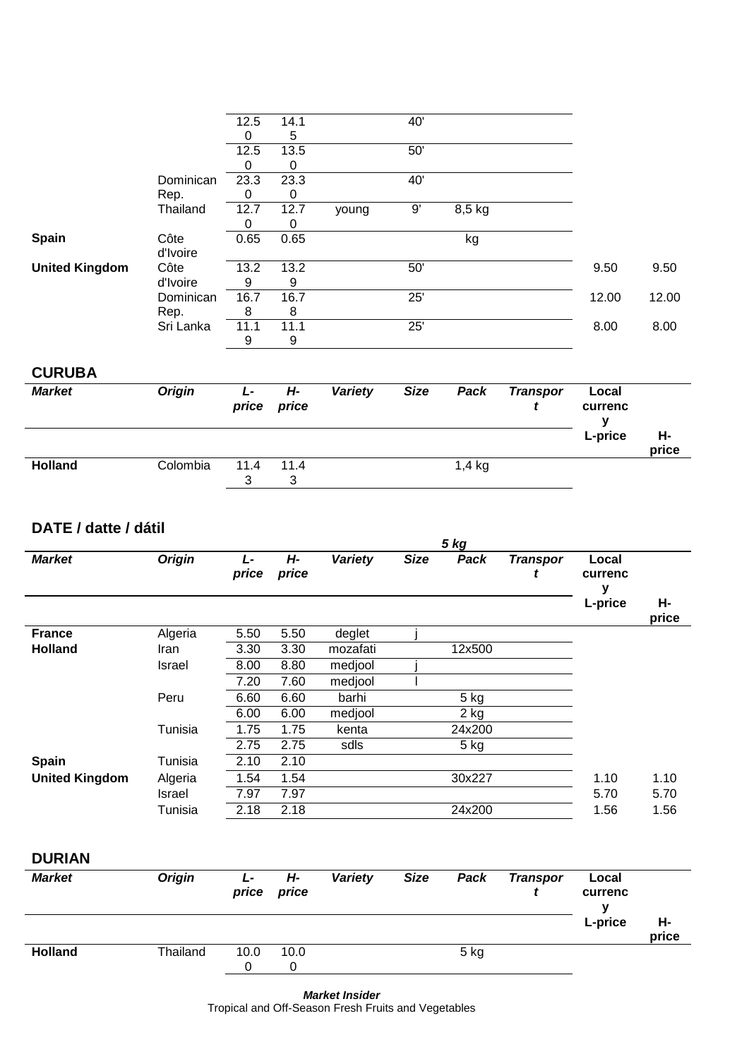| Market | Origin | L-price | H-price | Variety | Size | Pack | Transport | Local currency L-price | H-price |
|---|---|---|---|---|---|---|---|---|---|
| | | 12.50 | 14.15 | | 40' | | | | |
| | | 12.50 | 13.50 | | 50' | | | | |
| | Dominican Rep. | 23.30 | 23.30 | | 40' | | | | |
| | Thailand | 12.70 | 12.70 | young | 9' | 8,5 kg | | | |
| **Spain** | Côte d'Ivoire | 0.65 | 0.65 | | | kg | | | |
| **United Kingdom** | Côte d'Ivoire | 13.29 | 13.29 | | 50' | | | 9.50 | 9.50 |
| | Dominican Rep. | 16.78 | 16.78 | | 25' | | | 12.00 | 12.00 |
| | Sri Lanka | 11.19 | 11.19 | | 25' | | | 8.00 | 8.00 |

## CURUBA

| *Market* | *Origin* | *L-price* | *H-price* | *Variety* | *Size* | *Pack* | *Transport* | **Local currency L-price** | **H-price** |
|---|---|---|---|---|---|---|---|---|---|
| **Holland** | Colombia | 11.43 | 11.43 | | | 1,4 kg | | | |

## DATE / datte / dátil

*5 kg*

| *Market* | *Origin* | *L-price* | *H-price* | *Variety* | *Size* | *Pack* | *Transport* | **Local currency L-price** | **H-price** |
|---|---|---|---|---|---|---|---|---|---|
| **France** | Algeria | 5.50 | 5.50 | deglet | j | | | | |
| **Holland** | Iran | 3.30 | 3.30 | mozafati | | 12x500 | | | |
| | Israel | 8.00 | 8.80 | medjool | j | | | | |
| | | 7.20 | 7.60 | medjool | l | | | | |
| | Peru | 6.60 | 6.60 | barhi | | 5 kg | | | |
| | | 6.00 | 6.00 | medjool | | 2 kg | | | |
| | Tunisia | 1.75 | 1.75 | kenta | | 24x200 | | | |
| | | 2.75 | 2.75 | sdls | | 5 kg | | | |
| **Spain** | Tunisia | 2.10 | 2.10 | | | | | | |
| **United Kingdom** | Algeria | 1.54 | 1.54 | | | 30x227 | | 1.10 | 1.10 |
| | Israel | 7.97 | 7.97 | | | | | 5.70 | 5.70 |
| | Tunisia | 2.18 | 2.18 | | | 24x200 | | 1.56 | 1.56 |

## DURIAN

| *Market* | *Origin* | *L-price* | *H-price* | *Variety* | *Size* | *Pack* | *Transport* | **Local currency L-price** | **H-price** |
|---|---|---|---|---|---|---|---|---|---|
| **Holland** | Thailand | 10.00 | 10.00 | | | 5 kg | | | |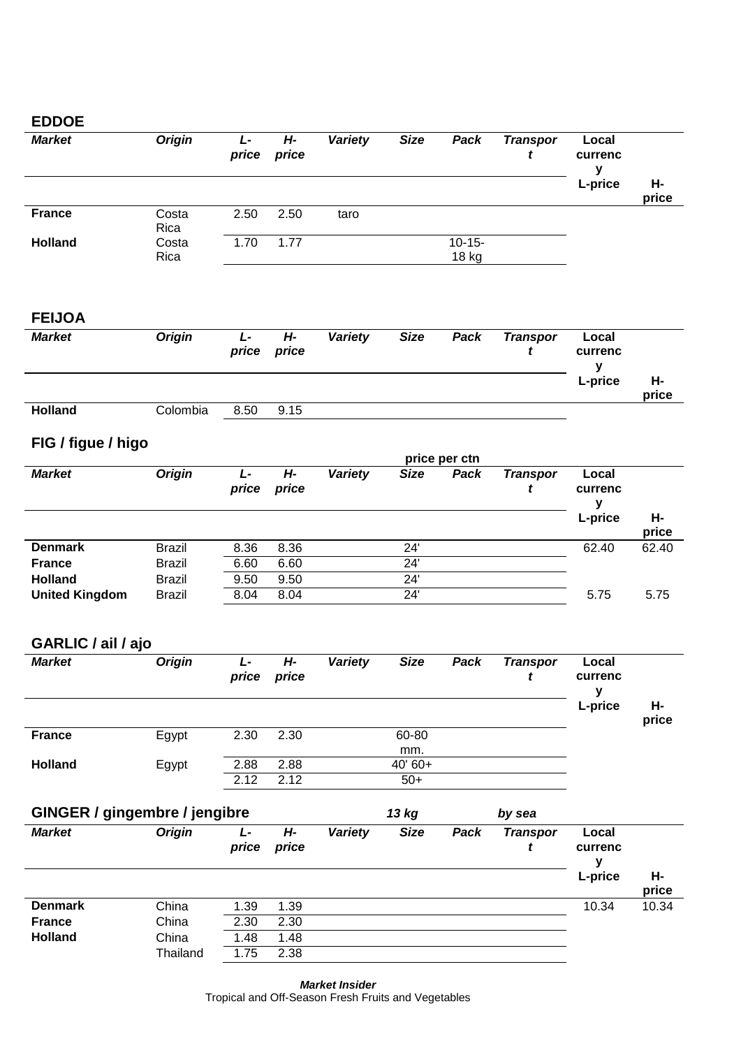## EDDOE

| Market | Origin | L-price | H-price | Variety | Size | Pack | Transport | Local currency L-price | H-price |
|---|---|---|---|---|---|---|---|---|---|
| France | Costa Rica | 2.50 | 2.50 | taro | | | | | |
| Holland | Costa Rica | 1.70 | 1.77 | | | 10-15-18 kg | | | |

## FEIJOA

| Market | Origin | L-price | H-price | Variety | Size | Pack | Transport | Local currency L-price | H-price |
|---|---|---|---|---|---|---|---|---|---|
| Holland | Colombia | 8.50 | 9.15 | | | | | | |

## FIG / figue / higo

price per ctn

| Market | Origin | L-price | H-price | Variety | Size | Pack | Transport | Local currency L-price | H-price |
|---|---|---|---|---|---|---|---|---|---|
| Denmark | Brazil | 8.36 | 8.36 | | 24' | | | 62.40 | 62.40 |
| France | Brazil | 6.60 | 6.60 | | 24' | | | | |
| Holland | Brazil | 9.50 | 9.50 | | 24' | | | | |
| United Kingdom | Brazil | 8.04 | 8.04 | | 24' | | | 5.75 | 5.75 |

## GARLIC / ail / ajo

| Market | Origin | L-price | H-price | Variety | Size | Pack | Transport | Local currency L-price | H-price |
|---|---|---|---|---|---|---|---|---|---|
| France | Egypt | 2.30 | 2.30 | | 60-80 mm. | | | | |
| Holland | Egypt | 2.88 | 2.88 | | 40' 60+ | | | | |
| | | 2.12 | 2.12 | | 50+ | | | | |

## GINGER / gingembre / jengibre

*13 kg* *by sea*

| Market | Origin | L-price | H-price | Variety | Size | Pack | Transport | Local currency L-price | H-price |
|---|---|---|---|---|---|---|---|---|---|
| Denmark | China | 1.39 | 1.39 | | | | | 10.34 | 10.34 |
| France | China | 2.30 | 2.30 | | | | | | |
| Holland | China | 1.48 | 1.48 | | | | | | |
| | Thailand | 1.75 | 2.38 | | | | | | |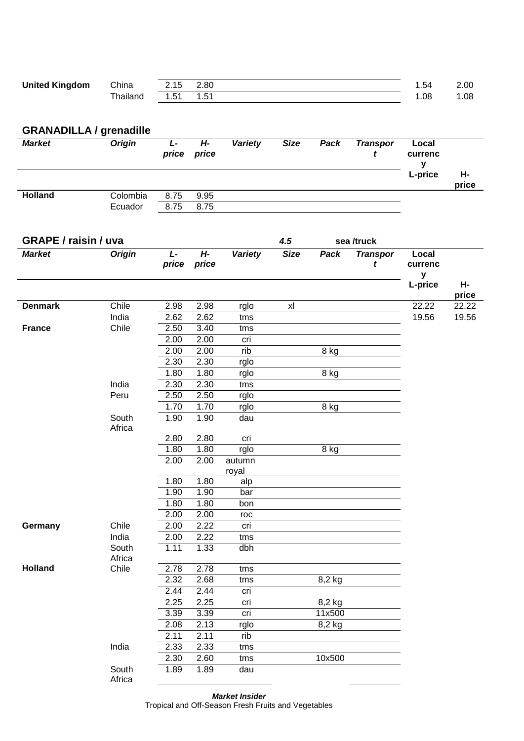| | | | | | | | | | |
|---|---|---|---|---|---|---|---|---|---|
| **United Kingdom** | China | 2.15 | 2.80 | | | | | 1.54 | 2.00 |
| | Thailand | 1.51 | 1.51 | | | | | 1.08 | 1.08 |

## GRANADILLA / grenadille

| *Market* | *Origin* | *L-price* | *H-price* | *Variety* | *Size* | *Pack* | *Transport* | Local currency L-price | H-price |
|---|---|---|---|---|---|---|---|---|---|
| **Holland** | Colombia | 8.75 | 9.95 | | | | | | |
| | Ecuador | 8.75 | 8.75 | | | | | | |

## GRAPE / raisin / uva

*4.5* sea /truck

| *Market* | *Origin* | *L-price* | *H-price* | *Variety* | *Size* | *Pack* | *Transport* | Local currency L-price | H-price |
|---|---|---|---|---|---|---|---|---|---|
| **Denmark** | Chile | 2.98 | 2.98 | rglo | xl | | | 22.22 | 22.22 |
| | India | 2.62 | 2.62 | tms | | | | 19.56 | 19.56 |
| **France** | Chile | 2.50 | 3.40 | tms | | | | | |
| | | 2.00 | 2.00 | cri | | | | | |
| | | 2.00 | 2.00 | rib | | 8 kg | | | |
| | | 2.30 | 2.30 | rglo | | | | | |
| | | 1.80 | 1.80 | rglo | | 8 kg | | | |
| | India | 2.30 | 2.30 | tms | | | | | |
| | Peru | 2.50 | 2.50 | rglo | | | | | |
| | | 1.70 | 1.70 | rglo | | 8 kg | | | |
| | South Africa | 1.90 | 1.90 | dau | | | | | |
| | | 2.80 | 2.80 | cri | | | | | |
| | | 1.80 | 1.80 | rglo | | 8 kg | | | |
| | | 2.00 | 2.00 | autumn royal | | | | | |
| | | 1.80 | 1.80 | alp | | | | | |
| | | 1.90 | 1.90 | bar | | | | | |
| | | 1.80 | 1.80 | bon | | | | | |
| | | 2.00 | 2.00 | roc | | | | | |
| **Germany** | Chile | 2.00 | 2.22 | cri | | | | | |
| | India | 2.00 | 2.22 | tms | | | | | |
| | South Africa | 1.11 | 1.33 | dbh | | | | | |
| **Holland** | Chile | 2.78 | 2.78 | tms | | | | | |
| | | 2.32 | 2.68 | tms | | 8,2 kg | | | |
| | | 2.44 | 2.44 | cri | | | | | |
| | | 2.25 | 2.25 | cri | | 8,2 kg | | | |
| | | 3.39 | 3.39 | cri | | 11x500 | | | |
| | | 2.08 | 2.13 | rglo | | 8,2 kg | | | |
| | | 2.11 | 2.11 | rib | | | | | |
| | India | 2.33 | 2.33 | tms | | | | | |
| | | 2.30 | 2.60 | tms | | 10x500 | | | |
| | South Africa | 1.89 | 1.89 | dau | | | | | |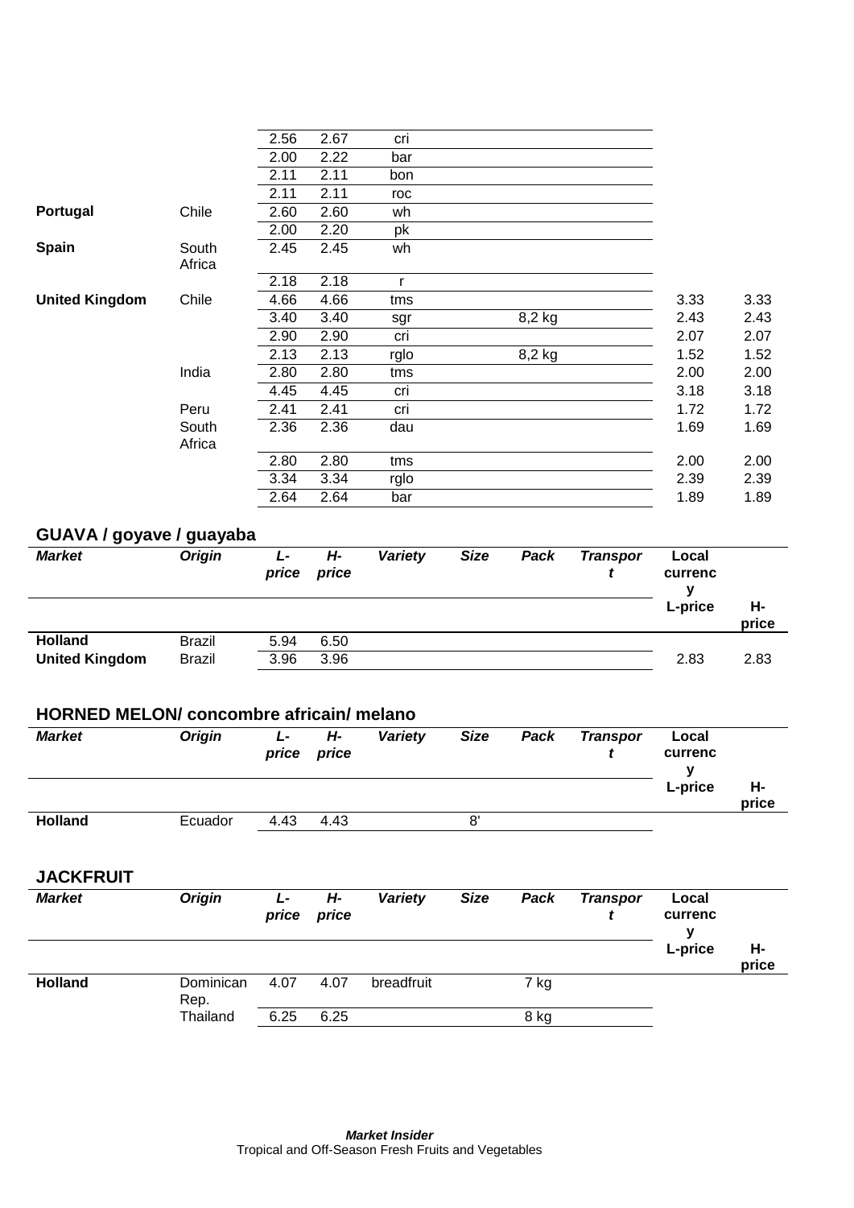| Market | Origin | L-price | H-price | Variety | Size | Pack | Transport | Local currency L-price | H-price |
|---|---|---|---|---|---|---|---|---|---|
| | | 2.56 | 2.67 | cri | | | | | |
| | | 2.00 | 2.22 | bar | | | | | |
| | | 2.11 | 2.11 | bon | | | | | |
| | | 2.11 | 2.11 | roc | | | | | |
| **Portugal** | Chile | 2.60 | 2.60 | wh | | | | | |
| | | 2.00 | 2.20 | pk | | | | | |
| **Spain** | South Africa | 2.45 | 2.45 | wh | | | | | |
| | | 2.18 | 2.18 | r | | | | | |
| **United Kingdom** | Chile | 4.66 | 4.66 | tms | | | | 3.33 | 3.33 |
| | | 3.40 | 3.40 | sgr | | 8,2 kg | | 2.43 | 2.43 |
| | | 2.90 | 2.90 | cri | | | | 2.07 | 2.07 |
| | | 2.13 | 2.13 | rglo | | 8,2 kg | | 1.52 | 1.52 |
| | India | 2.80 | 2.80 | tms | | | | 2.00 | 2.00 |
| | | 4.45 | 4.45 | cri | | | | 3.18 | 3.18 |
| | Peru | 2.41 | 2.41 | cri | | | | 1.72 | 1.72 |
| | South Africa | 2.36 | 2.36 | dau | | | | 1.69 | 1.69 |
| | | 2.80 | 2.80 | tms | | | | 2.00 | 2.00 |
| | | 3.34 | 3.34 | rglo | | | | 2.39 | 2.39 |
| | | 2.64 | 2.64 | bar | | | | 1.89 | 1.89 |

## GUAVA / goyave / guayaba

| *Market* | *Origin* | *L-price* | *H-price* | *Variety* | *Size* | *Pack* | *Transport* | Local currency L-price | H-price |
|---|---|---|---|---|---|---|---|---|---|
| **Holland** | Brazil | 5.94 | 6.50 | | | | | | |
| **United Kingdom** | Brazil | 3.96 | 3.96 | | | | | 2.83 | 2.83 |

## HORNED MELON/ concombre africain/ melano

| *Market* | *Origin* | *L-price* | *H-price* | *Variety* | *Size* | *Pack* | *Transport* | Local currency L-price | H-price |
|---|---|---|---|---|---|---|---|---|---|
| **Holland** | Ecuador | 4.43 | 4.43 | | 8' | | | | |

## JACKFRUIT

| *Market* | *Origin* | *L-price* | *H-price* | *Variety* | *Size* | *Pack* | *Transport* | Local currency L-price | H-price |
|---|---|---|---|---|---|---|---|---|---|
| **Holland** | Dominican Rep. | 4.07 | 4.07 | breadfruit | | 7 kg | | | |
| | Thailand | 6.25 | 6.25 | | | 8 kg | | | |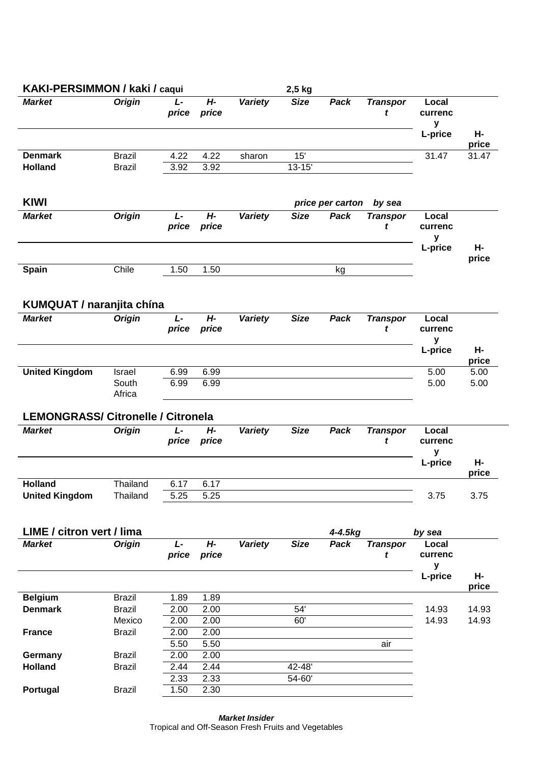## KAKI-PERSIMMON / kaki / caqui

2,5 kg

| Market | Origin | L-price | H-price | Variety | Size | Pack | Transport | Local currency L-price | Local currency H-price |
|---|---|---|---|---|---|---|---|---|---|
| **Denmark** | Brazil | 4.22 | 4.22 | sharon | 15' | | | 31.47 | 31.47 |
| **Holland** | Brazil | 3.92 | 3.92 | | 13-15' | | | | |

## KIWI

*price per carton* *by sea*

| Market | Origin | L-price | H-price | Variety | Size | Pack | Transport | Local currency L-price | Local currency H-price |
|---|---|---|---|---|---|---|---|---|---|
| **Spain** | Chile | 1.50 | 1.50 | | | kg | | | |

## KUMQUAT / naranjita chína

| Market | Origin | L-price | H-price | Variety | Size | Pack | Transport | Local currency L-price | Local currency H-price |
|---|---|---|---|---|---|---|---|---|---|
| **United Kingdom** | Israel | 6.99 | 6.99 | | | | | 5.00 | 5.00 |
| | South Africa | 6.99 | 6.99 | | | | | 5.00 | 5.00 |

## LEMONGRASS/ Citronelle / Citronela

| Market | Origin | L-price | H-price | Variety | Size | Pack | Transport | Local currency L-price | Local currency H-price |
|---|---|---|---|---|---|---|---|---|---|
| **Holland** | Thailand | 6.17 | 6.17 | | | | | | |
| **United Kingdom** | Thailand | 5.25 | 5.25 | | | | | 3.75 | 3.75 |

## LIME / citron vert / lima

*4-4.5kg* *by sea*

| Market | Origin | L-price | H-price | Variety | Size | Pack | Transport | Local currency L-price | Local currency H-price |
|---|---|---|---|---|---|---|---|---|---|
| **Belgium** | Brazil | 1.89 | 1.89 | | | | | | |
| **Denmark** | Brazil | 2.00 | 2.00 | | 54' | | | 14.93 | 14.93 |
| | Mexico | 2.00 | 2.00 | | 60' | | | 14.93 | 14.93 |
| **France** | Brazil | 2.00 | 2.00 | | | | | | |
| | | 5.50 | 5.50 | | | | air | | |
| **Germany** | Brazil | 2.00 | 2.00 | | | | | | |
| **Holland** | Brazil | 2.44 | 2.44 | | 42-48' | | | | |
| | | 2.33 | 2.33 | | 54-60' | | | | |
| **Portugal** | Brazil | 1.50 | 2.30 | | | | | | |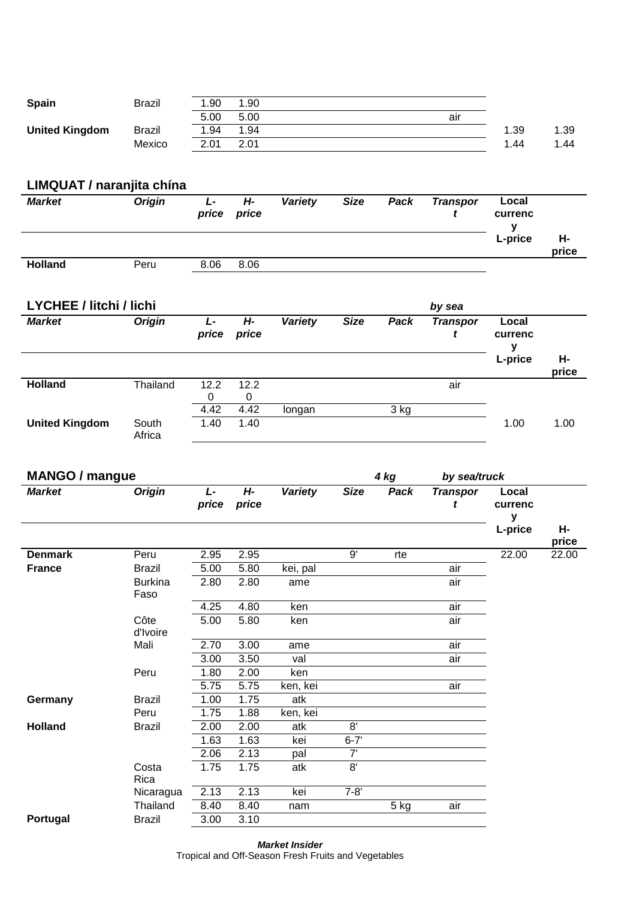| Market | Origin | L-price | H-price | Variety | Size | Pack | Transport | Local currency L-price | H-price |
|---|---|---|---|---|---|---|---|---|---|
| **Spain** | Brazil | 1.90 | 1.90 | | | | | | |
| | | 5.00 | 5.00 | | | | air | | |
| **United Kingdom** | Brazil | 1.94 | 1.94 | | | | | 1.39 | 1.39 |
| | Mexico | 2.01 | 2.01 | | | | | 1.44 | 1.44 |

## LIMQUAT / naranjita chína

| *Market* | *Origin* | *L-price* | *H-price* | *Variety* | *Size* | *Pack* | *Transport* | Local currency L-price | H-price |
|---|---|---|---|---|---|---|---|---|---|
| **Holland** | Peru | 8.06 | 8.06 | | | | | | |

## LYCHEE / litchi / lichi

*by sea*

| *Market* | *Origin* | *L-price* | *H-price* | *Variety* | *Size* | *Pack* | *Transport* | Local currency L-price | H-price |
|---|---|---|---|---|---|---|---|---|---|
| **Holland** | Thailand | 12.20 | 12.20 | | | | air | | |
| | | 4.42 | 4.42 | longan | | 3 kg | | | |
| **United Kingdom** | South Africa | 1.40 | 1.40 | | | | | 1.00 | 1.00 |

## MANGO / mangue

*4 kg* *by sea/truck*

| *Market* | *Origin* | *L-price* | *H-price* | *Variety* | *Size* | *Pack* | *Transport* | Local currency L-price | H-price |
|---|---|---|---|---|---|---|---|---|---|
| **Denmark** | Peru | 2.95 | 2.95 | | 9' | rte | | 22.00 | 22.00 |
| **France** | Brazil | 5.00 | 5.80 | kei, pal | | | air | | |
| | Burkina Faso | 2.80 | 2.80 | ame | | | air | | |
| | | 4.25 | 4.80 | ken | | | air | | |
| | Côte d'Ivoire | 5.00 | 5.80 | ken | | | air | | |
| | Mali | 2.70 | 3.00 | ame | | | air | | |
| | | 3.00 | 3.50 | val | | | air | | |
| | Peru | 1.80 | 2.00 | ken | | | | | |
| | | 5.75 | 5.75 | ken, kei | | | air | | |
| **Germany** | Brazil | 1.00 | 1.75 | atk | | | | | |
| | Peru | 1.75 | 1.88 | ken, kei | | | | | |
| **Holland** | Brazil | 2.00 | 2.00 | atk | 8' | | | | |
| | | 1.63 | 1.63 | kei | 6-7' | | | | |
| | | 2.06 | 2.13 | pal | 7' | | | | |
| | Costa Rica | 1.75 | 1.75 | atk | 8' | | | | |
| | Nicaragua | 2.13 | 2.13 | kei | 7-8' | | | | |
| | Thailand | 8.40 | 8.40 | nam | | 5 kg | air | | |
| **Portugal** | Brazil | 3.00 | 3.10 | | | | | | |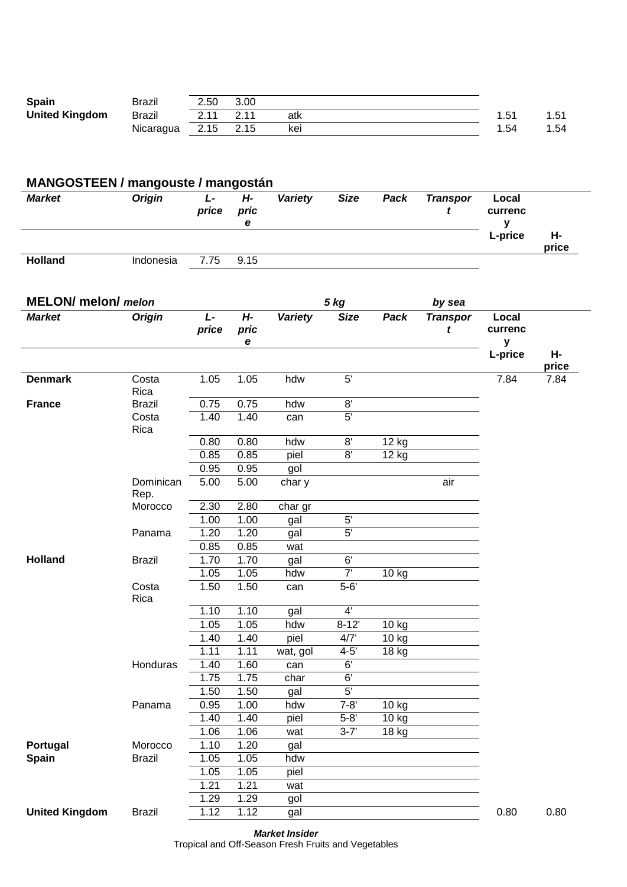| Market | Origin | L-price | H-price | Variety | Size | Pack | Transport | Local currency L-price | H-price |
|---|---|---|---|---|---|---|---|---|---|
| **Spain** | Brazil | 2.50 | 3.00 | | | | | | |
| **United Kingdom** | Brazil | 2.11 | 2.11 | atk | | | | 1.51 | 1.51 |
| | Nicaragua | 2.15 | 2.15 | kei | | | | 1.54 | 1.54 |

## MANGOSTEEN / mangouste / mangostán

| *Market* | *Origin* | *L-price* | *H-price* | *Variety* | *Size* | *Pack* | *Transport* | **Local currency** | |
|---|---|---|---|---|---|---|---|---|---|
| | | | | | | | | **L-price** | **H-price** |
| **Holland** | Indonesia | 7.75 | 9.15 | | | | | | |

## MELON/ melon/ *melon* — *5 kg* — *by sea*

| *Market* | *Origin* | *L-price* | *H-price* | *Variety* | *Size* | *Pack* | *Transport* | **Local currency** | |
|---|---|---|---|---|---|---|---|---|---|
| | | | | | | | | **L-price** | **H-price** |
| **Denmark** | Costa Rica | 1.05 | 1.05 | hdw | 5' | | | 7.84 | 7.84 |
| **France** | Brazil | 0.75 | 0.75 | hdw | 8' | | | | |
| | Costa Rica | 1.40 | 1.40 | can | 5' | | | | |
| | | 0.80 | 0.80 | hdw | 8' | 12 kg | | | |
| | | 0.85 | 0.85 | piel | 8' | 12 kg | | | |
| | | 0.95 | 0.95 | gol | | | | | |
| | Dominican Rep. | 5.00 | 5.00 | char y | | | air | | |
| | Morocco | 2.30 | 2.80 | char gr | | | | | |
| | | 1.00 | 1.00 | gal | 5' | | | | |
| | Panama | 1.20 | 1.20 | gal | 5' | | | | |
| | | 0.85 | 0.85 | wat | | | | | |
| **Holland** | Brazil | 1.70 | 1.70 | gal | 6' | | | | |
| | | 1.05 | 1.05 | hdw | 7' | 10 kg | | | |
| | Costa Rica | 1.50 | 1.50 | can | 5-6' | | | | |
| | | 1.10 | 1.10 | gal | 4' | | | | |
| | | 1.05 | 1.05 | hdw | 8-12' | 10 kg | | | |
| | | 1.40 | 1.40 | piel | 4/7' | 10 kg | | | |
| | | 1.11 | 1.11 | wat, gol | 4-5' | 18 kg | | | |
| | Honduras | 1.40 | 1.60 | can | 6' | | | | |
| | | 1.75 | 1.75 | char | 6' | | | | |
| | | 1.50 | 1.50 | gal | 5' | | | | |
| | Panama | 0.95 | 1.00 | hdw | 7-8' | 10 kg | | | |
| | | 1.40 | 1.40 | piel | 5-8' | 10 kg | | | |
| | | 1.06 | 1.06 | wat | 3-7' | 18 kg | | | |
| **Portugal** | Morocco | 1.10 | 1.20 | gal | | | | | |
| **Spain** | Brazil | 1.05 | 1.05 | hdw | | | | | |
| | | 1.05 | 1.05 | piel | | | | | |
| | | 1.21 | 1.21 | wat | | | | | |
| | | 1.29 | 1.29 | gol | | | | | |
| **United Kingdom** | Brazil | 1.12 | 1.12 | gal | | | | 0.80 | 0.80 |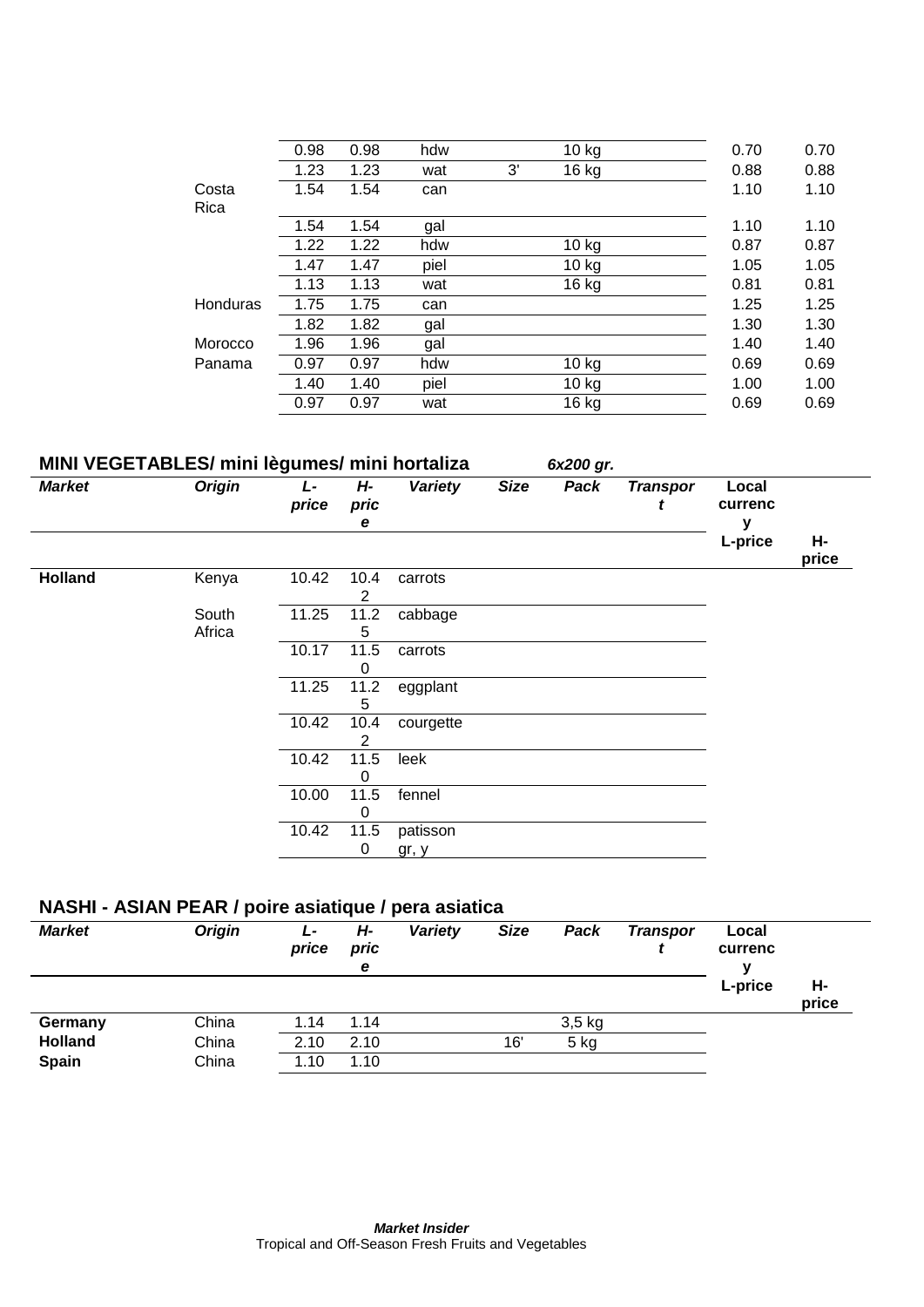| Market | Origin | L-price | H-price | Variety | Size | Pack | Transport | Local currency L-price | H-price |
|---|---|---|---|---|---|---|---|---|---|
| | | 0.98 | 0.98 | hdw | | 10 kg | | 0.70 | 0.70 |
| | | 1.23 | 1.23 | wat | 3' | 16 kg | | 0.88 | 0.88 |
| | Costa Rica | 1.54 | 1.54 | can | | | | 1.10 | 1.10 |
| | | 1.54 | 1.54 | gal | | | | 1.10 | 1.10 |
| | | 1.22 | 1.22 | hdw | | 10 kg | | 0.87 | 0.87 |
| | | 1.47 | 1.47 | piel | | 10 kg | | 1.05 | 1.05 |
| | | 1.13 | 1.13 | wat | | 16 kg | | 0.81 | 0.81 |
| | Honduras | 1.75 | 1.75 | can | | | | 1.25 | 1.25 |
| | | 1.82 | 1.82 | gal | | | | 1.30 | 1.30 |
| | Morocco | 1.96 | 1.96 | gal | | | | 1.40 | 1.40 |
| | Panama | 0.97 | 0.97 | hdw | | 10 kg | | 0.69 | 0.69 |
| | | 1.40 | 1.40 | piel | | 10 kg | | 1.00 | 1.00 |
| | | 0.97 | 0.97 | wat | | 16 kg | | 0.69 | 0.69 |

## MINI VEGETABLES/ mini lègumes/ mini hortaliza *6x200 gr.*

| *Market* | *Origin* | *L-price* | *H-price* | *Variety* | *Size* | *Pack* | *Transport* | Local currency L-price | H-price |
|---|---|---|---|---|---|---|---|---|---|
| **Holland** | Kenya | 10.42 | 10.42 | carrots | | | | | |
| | South Africa | 11.25 | 11.25 | cabbage | | | | | |
| | | 10.17 | 11.50 | carrots | | | | | |
| | | 11.25 | 11.25 | eggplant | | | | | |
| | | 10.42 | 10.42 | courgette | | | | | |
| | | 10.42 | 11.50 | leek | | | | | |
| | | 10.00 | 11.50 | fennel | | | | | |
| | | 10.42 | 11.50 | patisson gr, y | | | | | |

## NASHI - ASIAN PEAR / poire asiatique / pera asiatica

| *Market* | *Origin* | *L-price* | *H-price* | *Variety* | *Size* | *Pack* | *Transport* | Local currency L-price | H-price |
|---|---|---|---|---|---|---|---|---|---|
| **Germany** | China | 1.14 | 1.14 | | | 3,5 kg | | | |
| **Holland** | China | 2.10 | 2.10 | | 16' | 5 kg | | | |
| **Spain** | China | 1.10 | 1.10 | | | | | | |

***Market Insider***
Tropical and Off-Season Fresh Fruits and Vegetables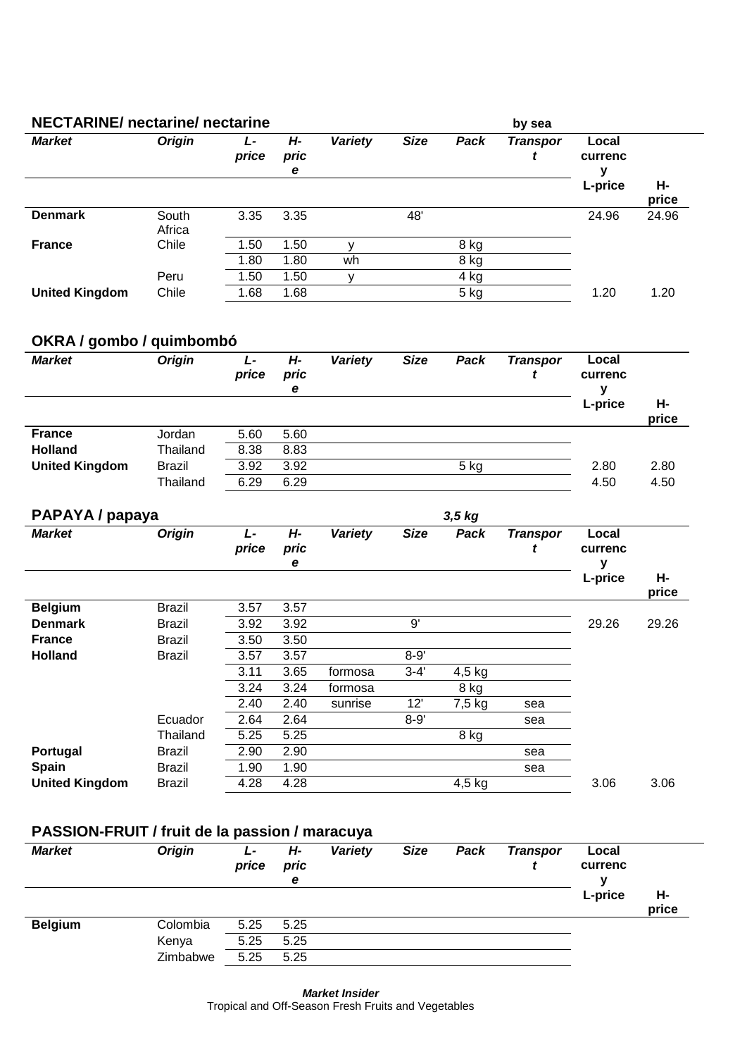## NECTARINE/ nectarine/ nectarine

by sea

| *Market* | *Origin* | *L-price* | *H-price* | *Variety* | *Size* | *Pack* | *Transport* | **Local currency** | |
|---|---|---|---|---|---|---|---|---|---|
| | | | | | | | | **L-price** | **H-price** |
| **Denmark** | South Africa | 3.35 | 3.35 | | 48' | | | 24.96 | 24.96 |
| **France** | Chile | 1.50 | 1.50 | y | | 8 kg | | | |
| | | 1.80 | 1.80 | wh | | 8 kg | | | |
| | Peru | 1.50 | 1.50 | y | | 4 kg | | | |
| **United Kingdom** | Chile | 1.68 | 1.68 | | | 5 kg | | 1.20 | 1.20 |

## OKRA / gombo / quimbombó

| *Market* | *Origin* | *L-price* | *H-price* | *Variety* | *Size* | *Pack* | *Transport* | **Local currency** | |
|---|---|---|---|---|---|---|---|---|---|
| | | | | | | | | **L-price** | **H-price** |
| **France** | Jordan | 5.60 | 5.60 | | | | | | |
| **Holland** | Thailand | 8.38 | 8.83 | | | | | | |
| **United Kingdom** | Brazil | 3.92 | 3.92 | | | 5 kg | | 2.80 | 2.80 |
| | Thailand | 6.29 | 6.29 | | | | | 4.50 | 4.50 |

## PAPAYA / papaya

*3,5 kg*

| *Market* | *Origin* | *L-price* | *H-price* | *Variety* | *Size* | *Pack* | *Transport* | **Local currency** | |
|---|---|---|---|---|---|---|---|---|---|
| | | | | | | | | **L-price** | **H-price** |
| **Belgium** | Brazil | 3.57 | 3.57 | | | | | | |
| **Denmark** | Brazil | 3.92 | 3.92 | | 9' | | | 29.26 | 29.26 |
| **France** | Brazil | 3.50 | 3.50 | | | | | | |
| **Holland** | Brazil | 3.57 | 3.57 | | 8-9' | | | | |
| | | 3.11 | 3.65 | formosa | 3-4' | 4,5 kg | | | |
| | | 3.24 | 3.24 | formosa | | 8 kg | | | |
| | | 2.40 | 2.40 | sunrise | 12' | 7,5 kg | sea | | |
| | Ecuador | 2.64 | 2.64 | | 8-9' | | sea | | |
| | Thailand | 5.25 | 5.25 | | | 8 kg | | | |
| **Portugal** | Brazil | 2.90 | 2.90 | | | | sea | | |
| **Spain** | Brazil | 1.90 | 1.90 | | | | sea | | |
| **United Kingdom** | Brazil | 4.28 | 4.28 | | | 4,5 kg | | 3.06 | 3.06 |

## PASSION-FRUIT / fruit de la passion / maracuya

| *Market* | *Origin* | *L-price* | *H-price* | *Variety* | *Size* | *Pack* | *Transport* | **Local currency** | |
|---|---|---|---|---|---|---|---|---|---|
| | | | | | | | | **L-price** | **H-price** |
| **Belgium** | Colombia | 5.25 | 5.25 | | | | | | |
| | Kenya | 5.25 | 5.25 | | | | | | |
| | Zimbabwe | 5.25 | 5.25 | | | | | | |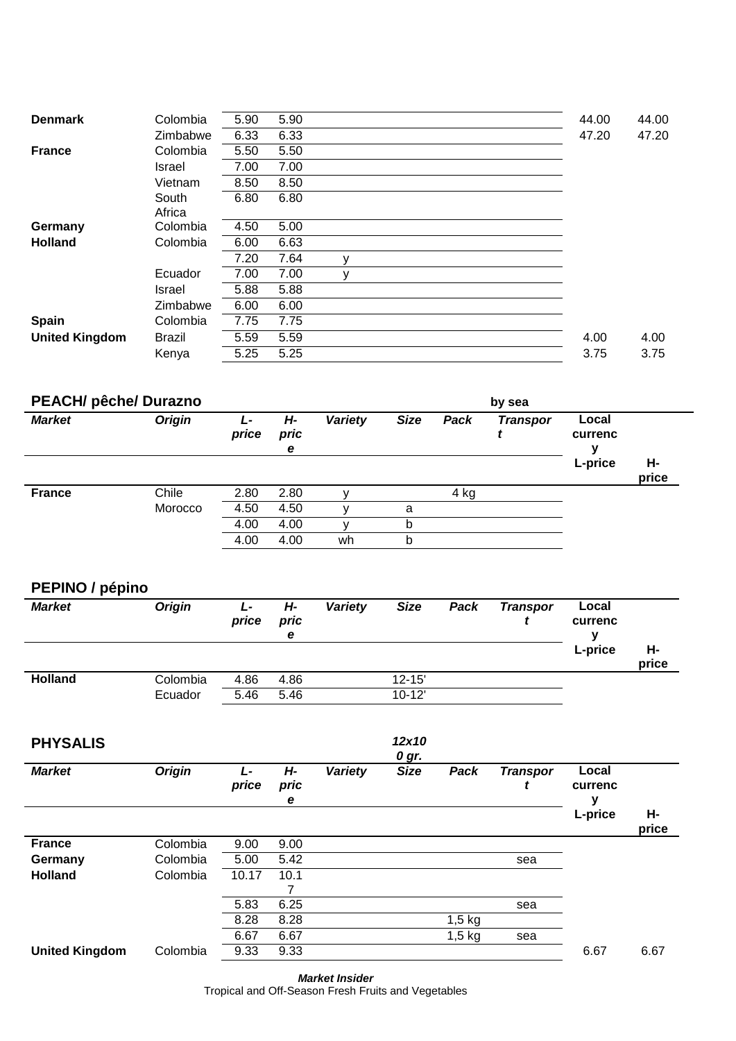| Market | Origin | L-price | H-price | Variety | Size | Pack | Transport | Local currency L-price | H-price |
|---|---|---|---|---|---|---|---|---|---|
| **Denmark** | Colombia | 5.90 | 5.90 | | | | | 44.00 | 44.00 |
| | Zimbabwe | 6.33 | 6.33 | | | | | 47.20 | 47.20 |
| **France** | Colombia | 5.50 | 5.50 | | | | | | |
| | Israel | 7.00 | 7.00 | | | | | | |
| | Vietnam | 8.50 | 8.50 | | | | | | |
| | South Africa | 6.80 | 6.80 | | | | | | |
| **Germany** | Colombia | 4.50 | 5.00 | | | | | | |
| **Holland** | Colombia | 6.00 | 6.63 | | | | | | |
| | | 7.20 | 7.64 | y | | | | | |
| | Ecuador | 7.00 | 7.00 | y | | | | | |
| | Israel | 5.88 | 5.88 | | | | | | |
| | Zimbabwe | 6.00 | 6.00 | | | | | | |
| **Spain** | Colombia | 7.75 | 7.75 | | | | | | |
| **United Kingdom** | Brazil | 5.59 | 5.59 | | | | | 4.00 | 4.00 |
| | Kenya | 5.25 | 5.25 | | | | | 3.75 | 3.75 |

## PEACH/ pêche/ Durazno

by sea

| *Market* | *Origin* | *L-price* | *H-price* | *Variety* | *Size* | *Pack* | *Transport* | Local currency L-price | H-price |
|---|---|---|---|---|---|---|---|---|---|
| **France** | Chile | 2.80 | 2.80 | y | | 4 kg | | | |
| | Morocco | 4.50 | 4.50 | y | a | | | | |
| | | 4.00 | 4.00 | y | b | | | | |
| | | 4.00 | 4.00 | wh | b | | | | |

## PEPINO / pépino

| *Market* | *Origin* | *L-price* | *H-price* | *Variety* | *Size* | *Pack* | *Transport* | Local currency L-price | H-price |
|---|---|---|---|---|---|---|---|---|---|
| **Holland** | Colombia | 4.86 | 4.86 | | 12-15' | | | | |
| | Ecuador | 5.46 | 5.46 | | 10-12' | | | | |

## PHYSALIS

*12x100 gr.*

| *Market* | *Origin* | *L-price* | *H-price* | *Variety* | *Size* | *Pack* | *Transport* | Local currency L-price | H-price |
|---|---|---|---|---|---|---|---|---|---|
| **France** | Colombia | 9.00 | 9.00 | | | | | | |
| **Germany** | Colombia | 5.00 | 5.42 | | | | sea | | |
| **Holland** | Colombia | 10.17 | 10.17 | | | | | | |
| | | 5.83 | 6.25 | | | | sea | | |
| | | 8.28 | 8.28 | | | 1,5 kg | | | |
| | | 6.67 | 6.67 | | | 1,5 kg | sea | | |
| **United Kingdom** | Colombia | 9.33 | 9.33 | | | | | 6.67 | 6.67 |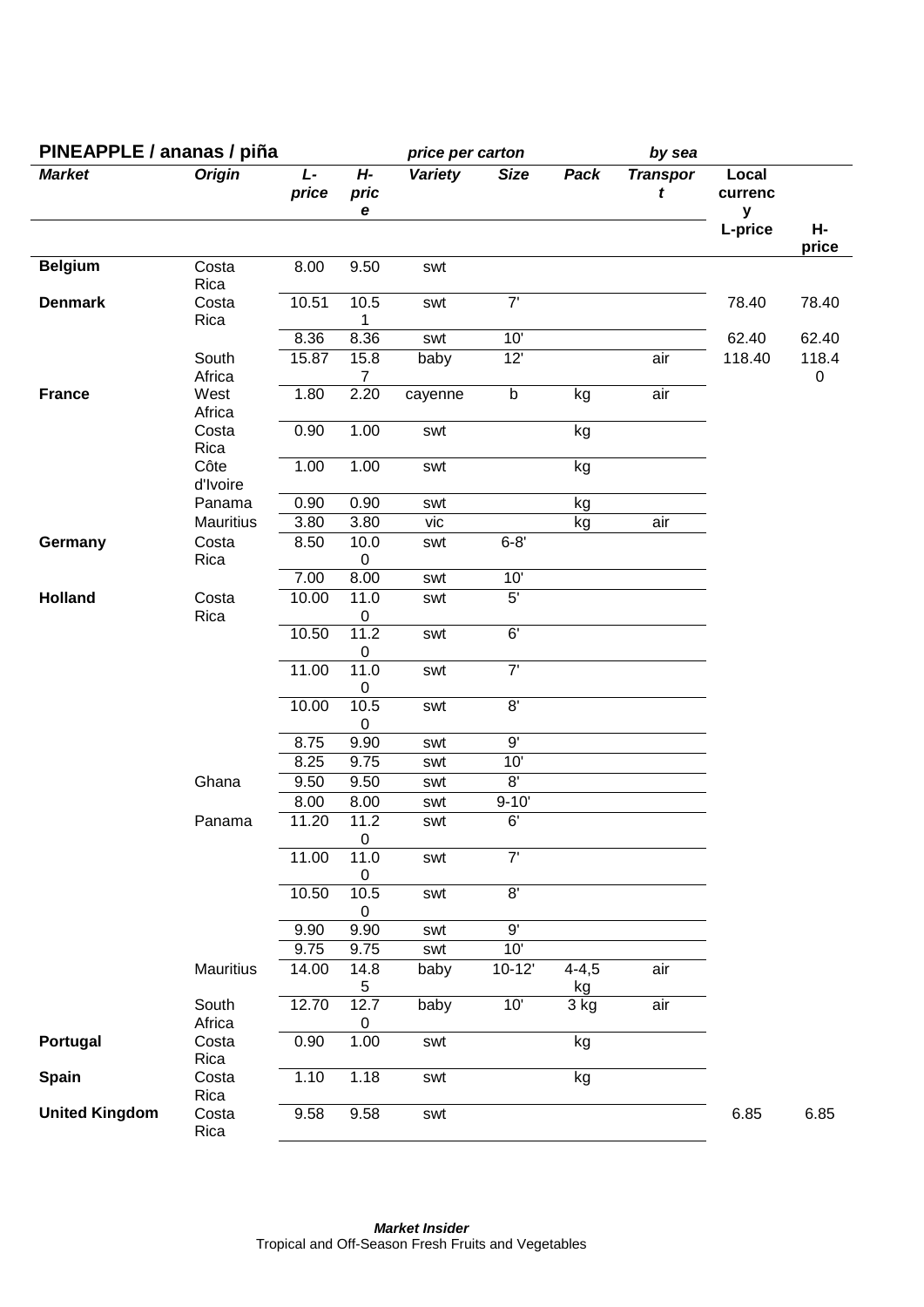**PINEAPPLE / ananas / piña** *price per carton* *by sea*

| *Market* | *Origin* | *L-price* | *H-price* | *Variety* | *Size* | *Pack* | *Transport* | Local currency L-price | H-price |
|---|---|---|---|---|---|---|---|---|---|
| **Belgium** | Costa Rica | 8.00 | 9.50 | swt | | | | | |
| **Denmark** | Costa Rica | 10.51 | 10.51 | swt | 7' | | | 78.40 | 78.40 |
| | | 8.36 | 8.36 | swt | 10' | | | 62.40 | 62.40 |
| | South Africa | 15.87 | 15.87 | baby | 12' | | air | 118.40 | 118.40 |
| **France** | West Africa | 1.80 | 2.20 | cayenne | b | kg | air | | |
| | Costa Rica | 0.90 | 1.00 | swt | | kg | | | |
| | Côte d'Ivoire | 1.00 | 1.00 | swt | | kg | | | |
| | Panama | 0.90 | 0.90 | swt | | kg | | | |
| | Mauritius | 3.80 | 3.80 | vic | | kg | air | | |
| **Germany** | Costa Rica | 8.50 | 10.00 | swt | 6-8' | | | | |
| | | 7.00 | 8.00 | swt | 10' | | | | |
| **Holland** | Costa Rica | 10.00 | 11.00 | swt | 5' | | | | |
| | | 10.50 | 11.20 | swt | 6' | | | | |
| | | 11.00 | 11.00 | swt | 7' | | | | |
| | | 10.00 | 10.50 | swt | 8' | | | | |
| | | 8.75 | 9.90 | swt | 9' | | | | |
| | | 8.25 | 9.75 | swt | 10' | | | | |
| | Ghana | 9.50 | 9.50 | swt | 8' | | | | |
| | | 8.00 | 8.00 | swt | 9-10' | | | | |
| | Panama | 11.20 | 11.20 | swt | 6' | | | | |
| | | 11.00 | 11.00 | swt | 7' | | | | |
| | | 10.50 | 10.50 | swt | 8' | | | | |
| | | 9.90 | 9.90 | swt | 9' | | | | |
| | | 9.75 | 9.75 | swt | 10' | | | | |
| | Mauritius | 14.00 | 14.85 | baby | 10-12' | 4-4,5 kg | air | | |
| | South Africa | 12.70 | 12.70 | baby | 10' | 3 kg | air | | |
| **Portugal** | Costa Rica | 0.90 | 1.00 | swt | | kg | | | |
| **Spain** | Costa Rica | 1.10 | 1.18 | swt | | kg | | | |
| **United Kingdom** | Costa Rica | 9.58 | 9.58 | swt | | | | 6.85 | 6.85 |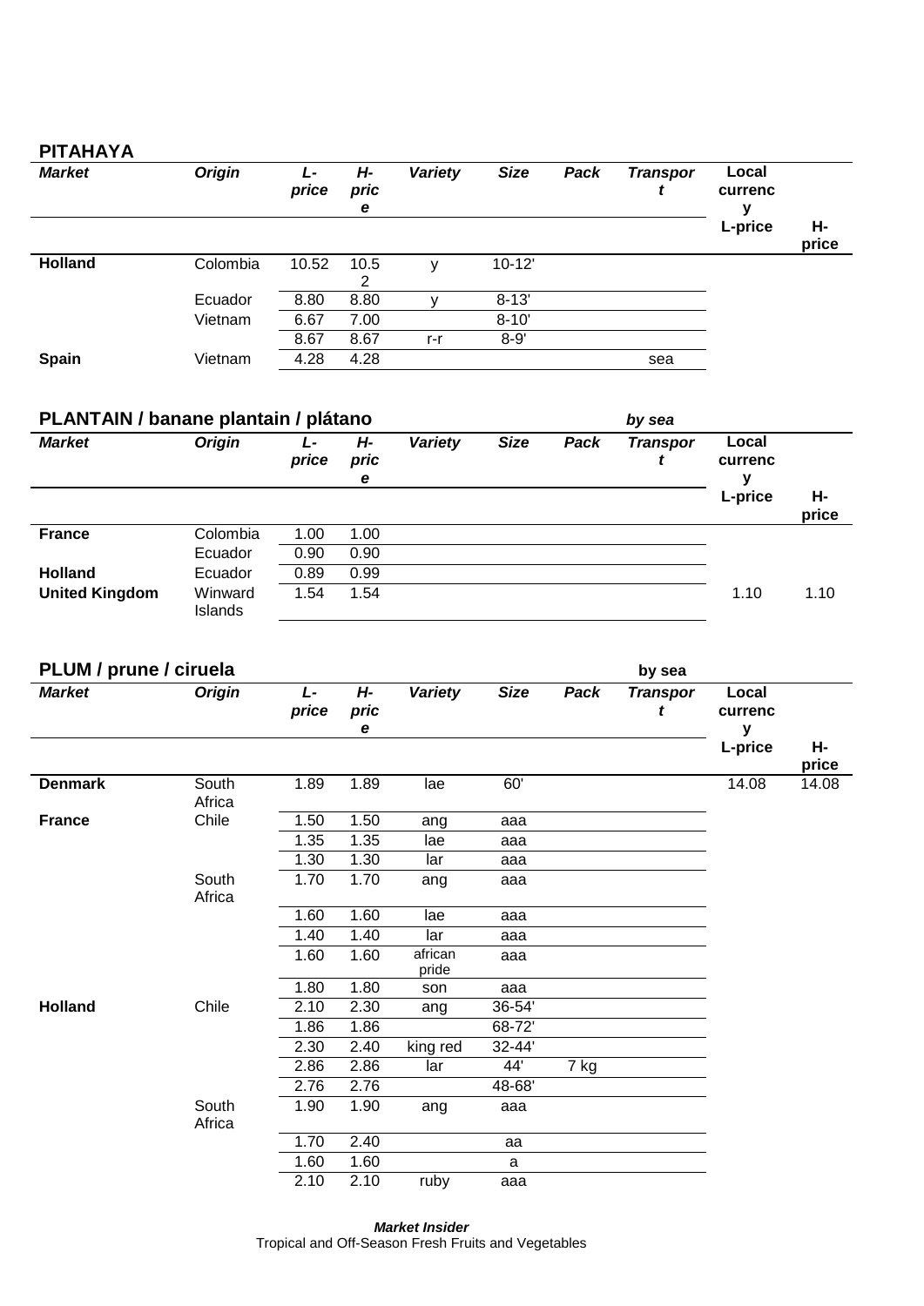## PITAHAYA

| Market | Origin | L-price | H-price | Variety | Size | Pack | Transport | Local currency L-price | H-price |
|---|---|---|---|---|---|---|---|---|---|
| **Holland** | Colombia | 10.52 | 10.52 | y | 10-12' | | | | |
| | Ecuador | 8.80 | 8.80 | y | 8-13' | | | | |
| | Vietnam | 6.67 | 7.00 | | 8-10' | | | | |
| | | 8.67 | 8.67 | r-r | 8-9' | | | | |
| **Spain** | Vietnam | 4.28 | 4.28 | | | | sea | | |

## PLANTAIN / banane plantain / plátano

*by sea*

| Market | Origin | L-price | H-price | Variety | Size | Pack | Transport | Local currency L-price | H-price |
|---|---|---|---|---|---|---|---|---|---|
| **France** | Colombia | 1.00 | 1.00 | | | | | | |
| | Ecuador | 0.90 | 0.90 | | | | | | |
| **Holland** | Ecuador | 0.89 | 0.99 | | | | | | |
| **United Kingdom** | Winward Islands | 1.54 | 1.54 | | | | | 1.10 | 1.10 |

## PLUM / prune / ciruela

by sea

| Market | Origin | L-price | H-price | Variety | Size | Pack | Transport | Local currency L-price | H-price |
|---|---|---|---|---|---|---|---|---|---|
| **Denmark** | South Africa | 1.89 | 1.89 | lae | 60' | | | 14.08 | 14.08 |
| **France** | Chile | 1.50 | 1.50 | ang | aaa | | | | |
| | | 1.35 | 1.35 | lae | aaa | | | | |
| | | 1.30 | 1.30 | lar | aaa | | | | |
| | South Africa | 1.70 | 1.70 | ang | aaa | | | | |
| | | 1.60 | 1.60 | lae | aaa | | | | |
| | | 1.40 | 1.40 | lar | aaa | | | | |
| | | 1.60 | 1.60 | african pride | aaa | | | | |
| | | 1.80 | 1.80 | son | aaa | | | | |
| **Holland** | Chile | 2.10 | 2.30 | ang | 36-54' | | | | |
| | | 1.86 | 1.86 | | 68-72' | | | | |
| | | 2.30 | 2.40 | king red | 32-44' | | | | |
| | | 2.86 | 2.86 | lar | 44' | 7 kg | | | |
| | | 2.76 | 2.76 | | 48-68' | | | | |
| | South Africa | 1.90 | 1.90 | ang | aaa | | | | |
| | | 1.70 | 2.40 | | aa | | | | |
| | | 1.60 | 1.60 | | a | | | | |
| | | 2.10 | 2.10 | ruby | aaa | | | | |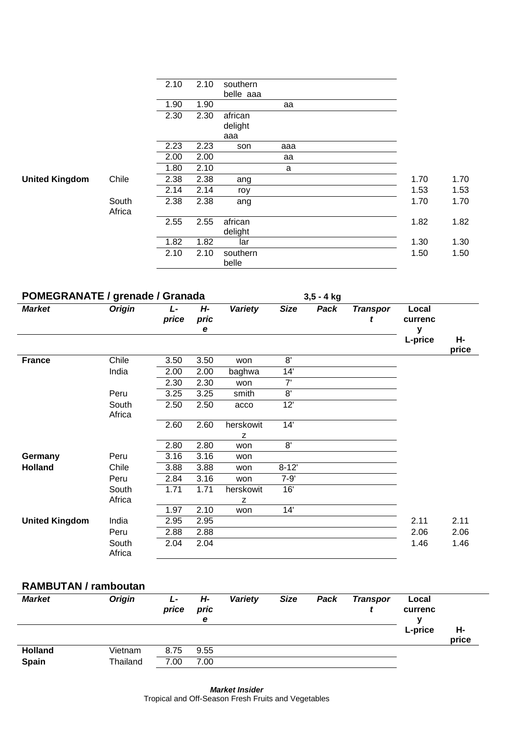| Market | Origin | L-price | H-price | Variety | Size | Pack | Transport | Local currency L-price | H-price |
|---|---|---|---|---|---|---|---|---|---|
| | | 2.10 | 2.10 | southern belle aaa | | | | | |
| | | 1.90 | 1.90 | | aa | | | | |
| | | 2.30 | 2.30 | african delight aaa | | | | | |
| | | 2.23 | 2.23 | son | aaa | | | | |
| | | 2.00 | 2.00 | | aa | | | | |
| | | 1.80 | 2.10 | | a | | | | |
| **United Kingdom** | Chile | 2.38 | 2.38 | ang | | | | 1.70 | 1.70 |
| | | 2.14 | 2.14 | roy | | | | 1.53 | 1.53 |
| | South Africa | 2.38 | 2.38 | ang | | | | 1.70 | 1.70 |
| | | 2.55 | 2.55 | african delight | | | | 1.82 | 1.82 |
| | | 1.82 | 1.82 | lar | | | | 1.30 | 1.30 |
| | | 2.10 | 2.10 | southern belle | | | | 1.50 | 1.50 |

## POMEGRANATE / grenade / Granada

3,5 - 4 kg

| *Market* | *Origin* | *L-price* | *H-price* | *Variety* | *Size* | *Pack* | *Transport* | Local currency | |
|---|---|---|---|---|---|---|---|---|---|
| | | | | | | | | L-price | H-price |
| **France** | Chile | 3.50 | 3.50 | won | 8' | | | | |
| | India | 2.00 | 2.00 | baghwa | 14' | | | | |
| | | 2.30 | 2.30 | won | 7' | | | | |
| | Peru | 3.25 | 3.25 | smith | 8' | | | | |
| | South Africa | 2.50 | 2.50 | acco | 12' | | | | |
| | | 2.60 | 2.60 | herskowitz | 14' | | | | |
| | | 2.80 | 2.80 | won | 8' | | | | |
| **Germany** | Peru | 3.16 | 3.16 | won | | | | | |
| **Holland** | Chile | 3.88 | 3.88 | won | 8-12' | | | | |
| | Peru | 2.84 | 3.16 | won | 7-9' | | | | |
| | South Africa | 1.71 | 1.71 | herskowitz | 16' | | | | |
| | | 1.97 | 2.10 | won | 14' | | | | |
| **United Kingdom** | India | 2.95 | 2.95 | | | | | 2.11 | 2.11 |
| | Peru | 2.88 | 2.88 | | | | | 2.06 | 2.06 |
| | South Africa | 2.04 | 2.04 | | | | | 1.46 | 1.46 |

## RAMBUTAN / ramboutan

| *Market* | *Origin* | *L-price* | *H-price* | *Variety* | *Size* | *Pack* | *Transport* | Local currency | |
|---|---|---|---|---|---|---|---|---|---|
| | | | | | | | | L-price | H-price |
| **Holland** | Vietnam | 8.75 | 9.55 | | | | | | |
| **Spain** | Thailand | 7.00 | 7.00 | | | | | | |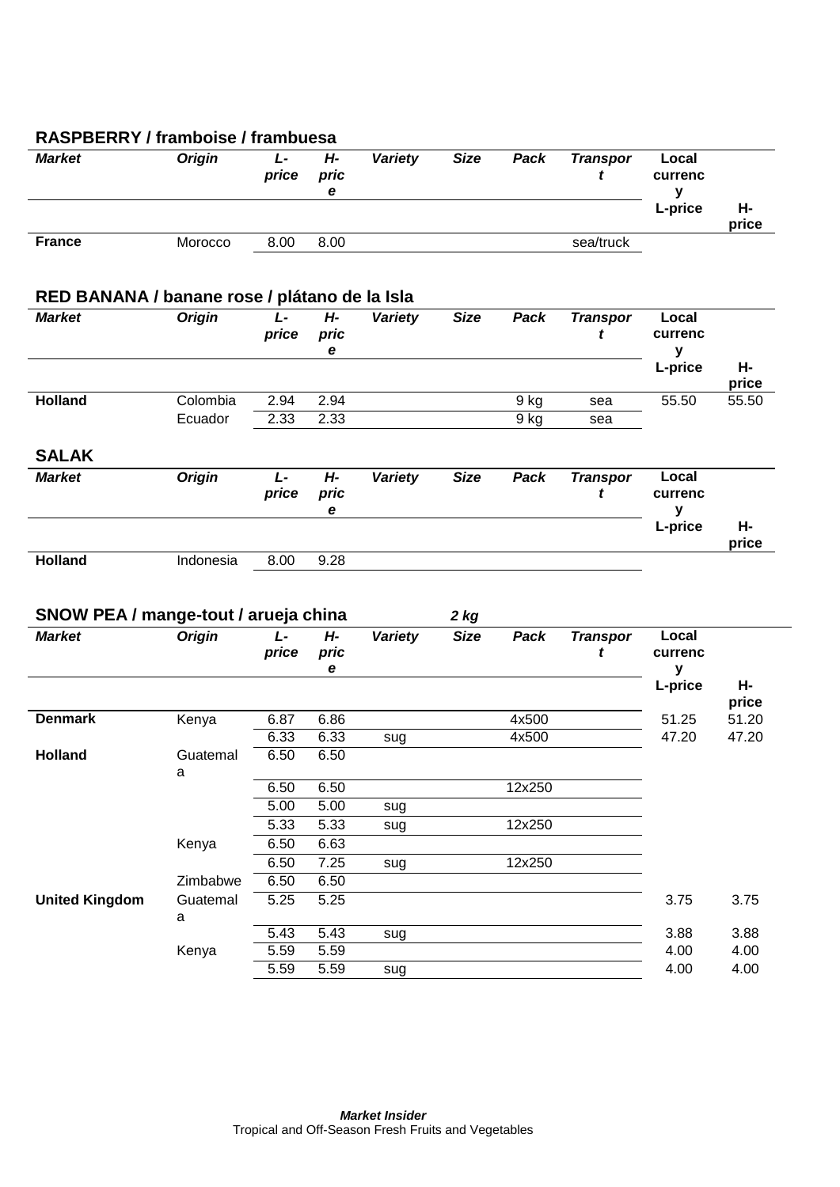## RASPBERRY / framboise / frambuesa

| Market | Origin | L-price | H-price | Variety | Size | Pack | Transport | Local currency | |
|---|---|---|---|---|---|---|---|---|---|
| | | | | | | | | L-price | H-price |
| France | Morocco | 8.00 | 8.00 | | | | sea/truck | | |

## RED BANANA / banane rose / plátano de la Isla

| Market | Origin | L-price | H-price | Variety | Size | Pack | Transport | Local currency | |
|---|---|---|---|---|---|---|---|---|---|
| | | | | | | | | L-price | H-price |
| Holland | Colombia | 2.94 | 2.94 | | | 9 kg | sea | 55.50 | 55.50 |
| | Ecuador | 2.33 | 2.33 | | | 9 kg | sea | | |

## SALAK

| Market | Origin | L-price | H-price | Variety | Size | Pack | Transport | Local currency | |
|---|---|---|---|---|---|---|---|---|---|
| | | | | | | | | L-price | H-price |
| Holland | Indonesia | 8.00 | 9.28 | | | | | | |

## SNOW PEA / mange-tout / arueja china

*2 kg*

| Market | Origin | L-price | H-price | Variety | Size | Pack | Transport | Local currency | |
|---|---|---|---|---|---|---|---|---|---|
| | | | | | | | | L-price | H-price |
| Denmark | Kenya | 6.87 | 6.86 | | | 4x500 | | 51.25 | 51.20 |
| | | 6.33 | 6.33 | sug | | 4x500 | | 47.20 | 47.20 |
| Holland | Guatemala | 6.50 | 6.50 | | | | | | |
| | | 6.50 | 6.50 | | | 12x250 | | | |
| | | 5.00 | 5.00 | sug | | | | | |
| | | 5.33 | 5.33 | sug | | 12x250 | | | |
| | Kenya | 6.50 | 6.63 | | | | | | |
| | | 6.50 | 7.25 | sug | | 12x250 | | | |
| | Zimbabwe | 6.50 | 6.50 | | | | | | |
| United Kingdom | Guatemala | 5.25 | 5.25 | | | | | 3.75 | 3.75 |
| | | 5.43 | 5.43 | sug | | | | 3.88 | 3.88 |
| | Kenya | 5.59 | 5.59 | | | | | 4.00 | 4.00 |
| | | 5.59 | 5.59 | sug | | | | 4.00 | 4.00 |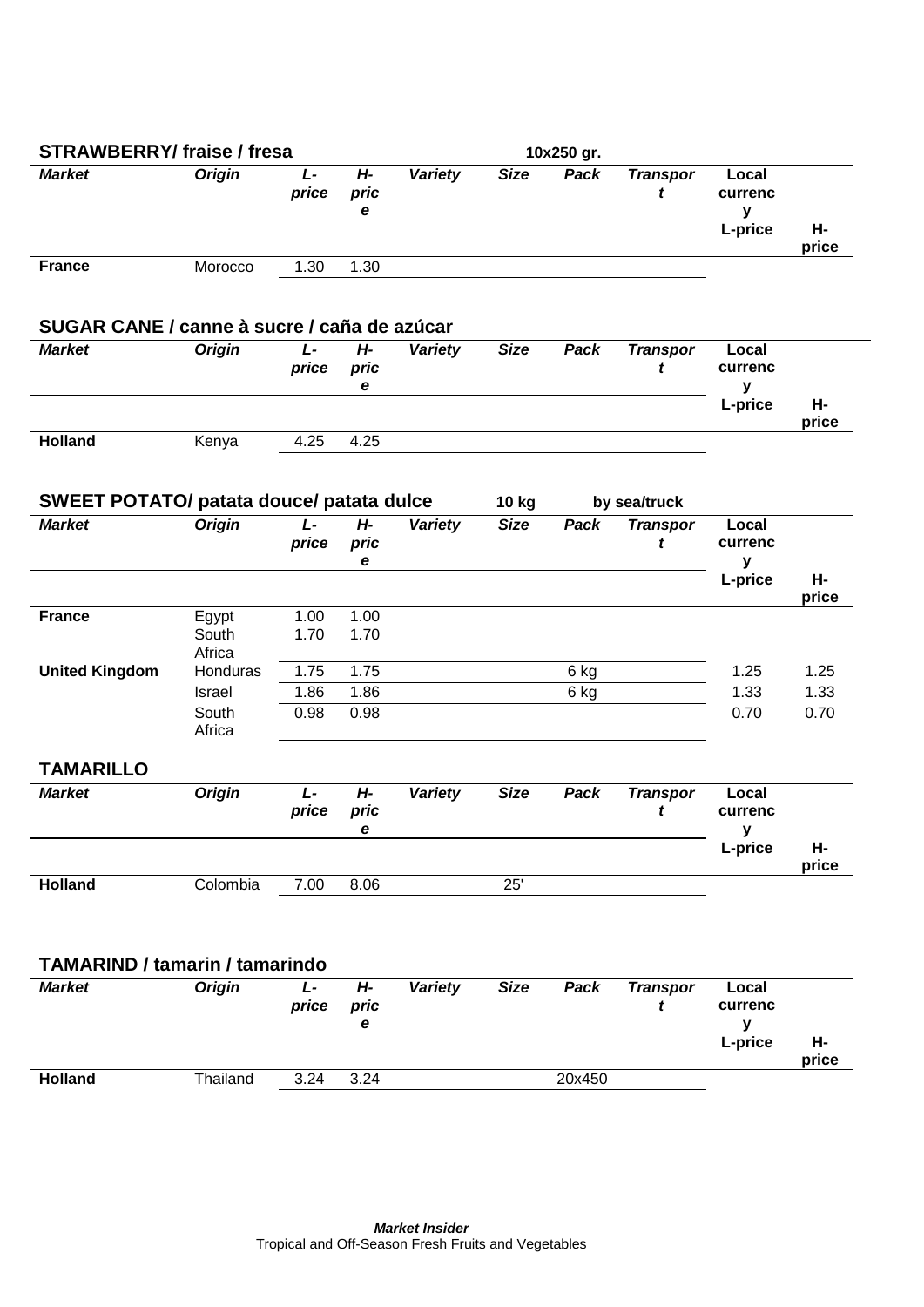## STRAWBERRY/ fraise / fresa

**10x250 gr.**

| *Market* | *Origin* | *L-price* | *H-price* | *Variety* | *Size* | *Pack* | *Transport* | Local currency L-price | H-price |
|---|---|---|---|---|---|---|---|---|---|
| **France** | Morocco | 1.30 | 1.30 | | | | | | |

## SUGAR CANE / canne à sucre / caña de azúcar

| *Market* | *Origin* | *L-price* | *H-price* | *Variety* | *Size* | *Pack* | *Transport* | Local currency L-price | H-price |
|---|---|---|---|---|---|---|---|---|---|
| **Holland** | Kenya | 4.25 | 4.25 | | | | | | |

## SWEET POTATO/ patata douce/ patata dulce

**10 kg** **by sea/truck**

| *Market* | *Origin* | *L-price* | *H-price* | *Variety* | *Size* | *Pack* | *Transport* | Local currency L-price | H-price |
|---|---|---|---|---|---|---|---|---|---|
| **France** | Egypt | 1.00 | 1.00 | | | | | | |
| | South Africa | 1.70 | 1.70 | | | | | | |
| **United Kingdom** | Honduras | 1.75 | 1.75 | | | 6 kg | | 1.25 | 1.25 |
| | Israel | 1.86 | 1.86 | | | 6 kg | | 1.33 | 1.33 |
| | South Africa | 0.98 | 0.98 | | | | | 0.70 | 0.70 |

## TAMARILLO

| *Market* | *Origin* | *L-price* | *H-price* | *Variety* | *Size* | *Pack* | *Transport* | Local currency L-price | H-price |
|---|---|---|---|---|---|---|---|---|---|
| **Holland** | Colombia | 7.00 | 8.06 | | 25' | | | | |

## TAMARIND / tamarin / tamarindo

| *Market* | *Origin* | *L-price* | *H-price* | *Variety* | *Size* | *Pack* | *Transport* | Local currency L-price | H-price |
|---|---|---|---|---|---|---|---|---|---|
| **Holland** | Thailand | 3.24 | 3.24 | | | 20x450 | | | |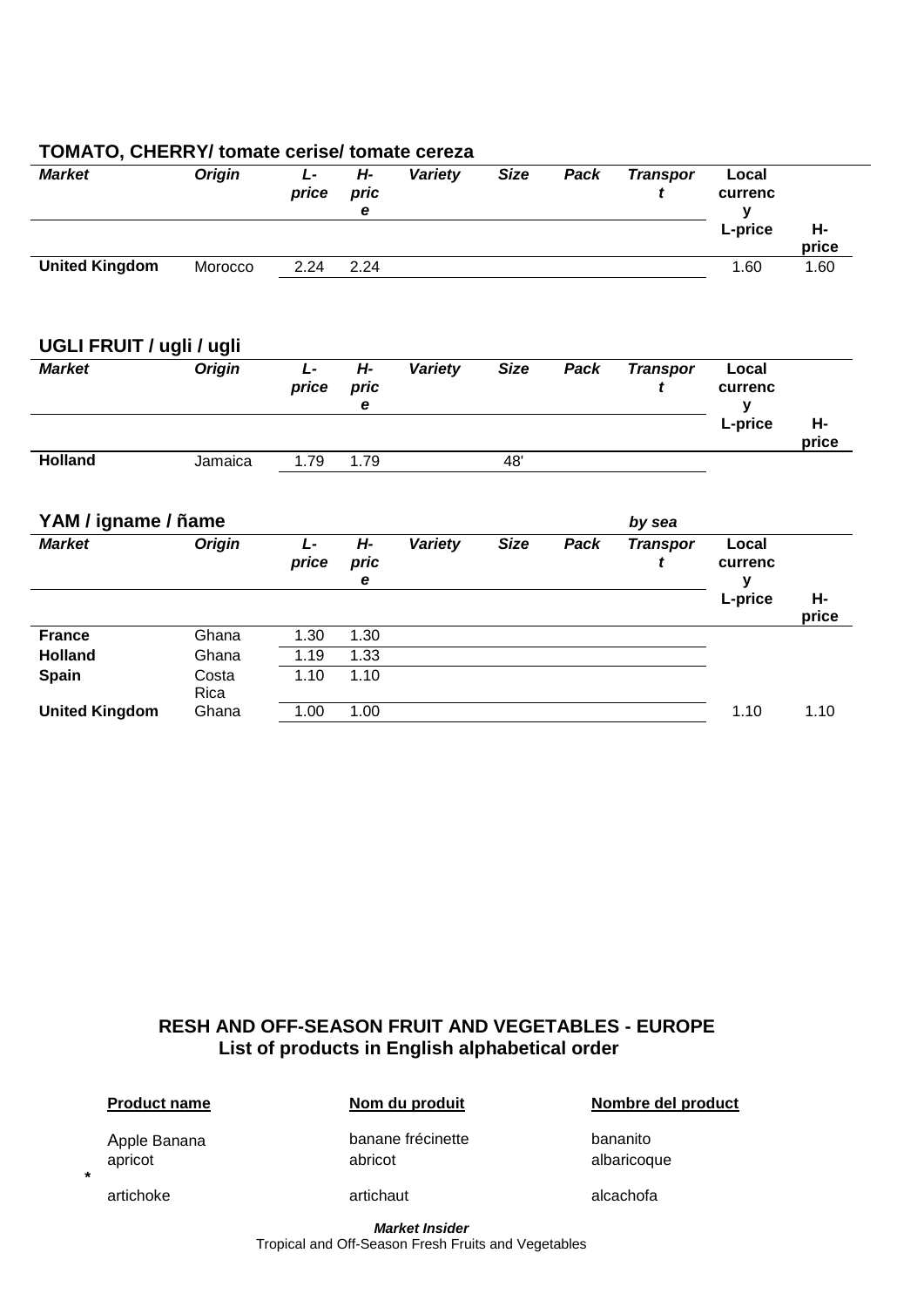## TOMATO, CHERRY/ tomate cerise/ tomate cereza

| *Market* | *Origin* | *L-price* | *H-price* | *Variety* | *Size* | *Pack* | *Transport* | Local currency L-price | H-price |
|---|---|---|---|---|---|---|---|---|---|
| **United Kingdom** | Morocco | 2.24 | 2.24 | | | | | 1.60 | 1.60 |

## UGLI FRUIT / ugli / ugli

| *Market* | *Origin* | *L-price* | *H-price* | *Variety* | *Size* | *Pack* | *Transport* | Local currency L-price | H-price |
|---|---|---|---|---|---|---|---|---|---|
| **Holland** | Jamaica | 1.79 | 1.79 | | 48' | | | | |

## YAM / igname / ñame

*by sea*

| *Market* | *Origin* | *L-price* | *H-price* | *Variety* | *Size* | *Pack* | *Transport* | Local currency L-price | H-price |
|---|---|---|---|---|---|---|---|---|---|
| **France** | Ghana | 1.30 | 1.30 | | | | | | |
| **Holland** | Ghana | 1.19 | 1.33 | | | | | | |
| **Spain** | Costa Rica | 1.10 | 1.10 | | | | | | |
| **United Kingdom** | Ghana | 1.00 | 1.00 | | | | | 1.10 | 1.10 |

## RESH AND OFF-SEASON FRUIT AND VEGETABLES - EUROPE
## List of products in English alphabetical order

| Product name | Nom du produit | Nombre del product |
|---|---|---|
| Apple Banana | banane frécinette | bananito |
| apricot | abricot | albaricoque |
| * artichoke | artichaut | alcachofa |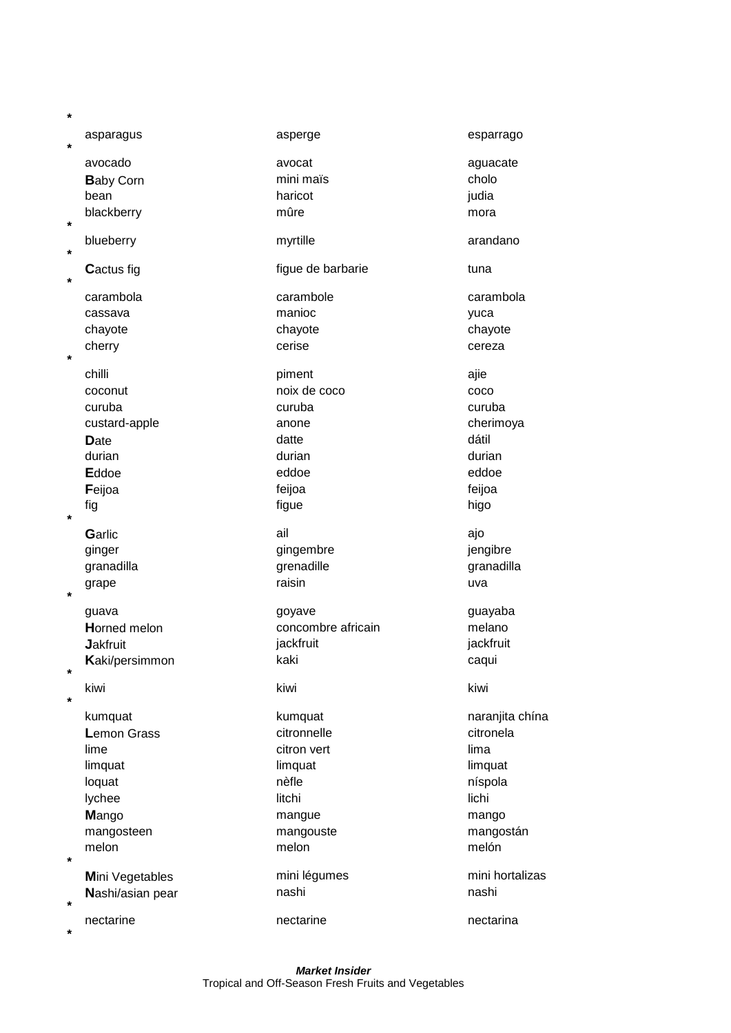| | | |
|---|---|---|
| asparagus | asperge | esparrago |
| avocado | avocat | aguacate |
| **B**aby Corn | mini maïs | cholo |
| bean | haricot | judia |
| blackberry | mûre | mora |
| blueberry | myrtille | arandano |
| **C**actus fig | figue de barbarie | tuna |
| carambola | carambole | carambola |
| cassava | manioc | yuca |
| chayote | chayote | chayote |
| cherry | cerise | cereza |
| chilli | piment | ajie |
| coconut | noix de coco | coco |
| curuba | curuba | curuba |
| custard-apple | anone | cherimoya |
| **D**ate | datte | dátil |
| durian | durian | durian |
| **E**ddoe | eddoe | eddoe |
| **F**eijoa | feijoa | feijoa |
| fig | figue | higo |
| **G**arlic | ail | ajo |
| ginger | gingembre | jengibre |
| granadilla | grenadille | granadilla |
| grape | raisin | uva |
| guava | goyave | guayaba |
| **H**orned melon | concombre africain | melano |
| **J**akfruit | jackfruit | jackfruit |
| **K**aki/persimmon | kaki | caqui |
| kiwi | kiwi | kiwi |
| kumquat | kumquat | naranjita chína |
| **L**emon Grass | citronnelle | citronela |
| lime | citron vert | lima |
| limquat | limquat | limquat |
| loquat | nèfle | níspola |
| lychee | litchi | lichi |
| **M**ango | mangue | mango |
| mangosteen | mangouste | mangostán |
| melon | melon | melón |
| **M**ini Vegetables | mini légumes | mini hortalizas |
| **N**ashi/asian pear | nashi | nashi |
| nectarine | nectarine | nectarina |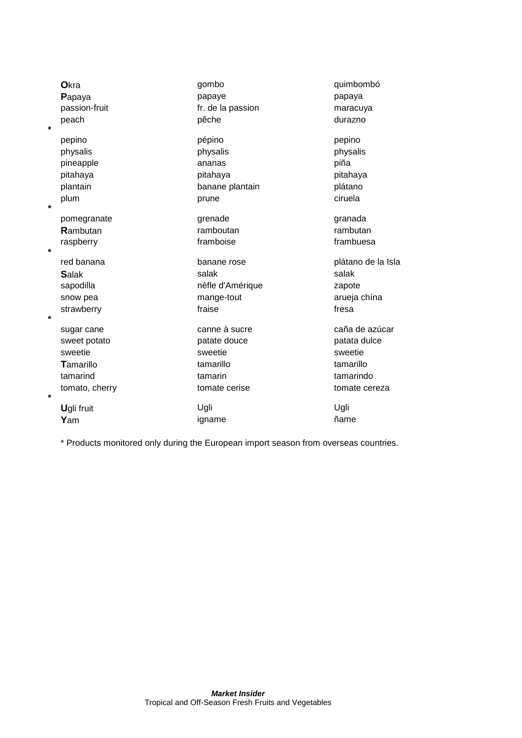| | | | |
|---|---|---|---|
| | **O**kra | gombo | quimbombó |
| | **P**apaya | papaye | papaya |
| | passion-fruit | fr. de la passion | maracuya |
| * | peach | pêche | durazno |
| | pepino | pépino | pepino |
| | physalis | physalis | physalis |
| | pineapple | ananas | piña |
| | pitahaya | pitahaya | pitahaya |
| | plantain | banane plantain | plátano |
| * | plum | prune | ciruela |
| | pomegranate | grenade | granada |
| | **R**ambutan | ramboutan | rambutan |
| * | raspberry | framboise | frambuesa |
| | red banana | banane rose | plátano de la Isla |
| | **S**alak | salak | salak |
| | sapodilla | nèfle d'Amérique | zapote |
| | snow pea | mange-tout | arueja chína |
| * | strawberry | fraise | fresa |
| | sugar cane | canne à sucre | caña de azúcar |
| | sweet potato | patate douce | patata dulce |
| | sweetie | sweetie | sweetie |
| | **T**amarillo | tamarillo | tamarillo |
| | tamarind | tamarin | tamarindo |
| * | tomato, cherry | tomate cerise | tomate cereza |
| | **U**gli fruit | Ugli | Ugli |
| | **Y**am | igname | ñame |

* Products monitored only during the European import season from overseas countries.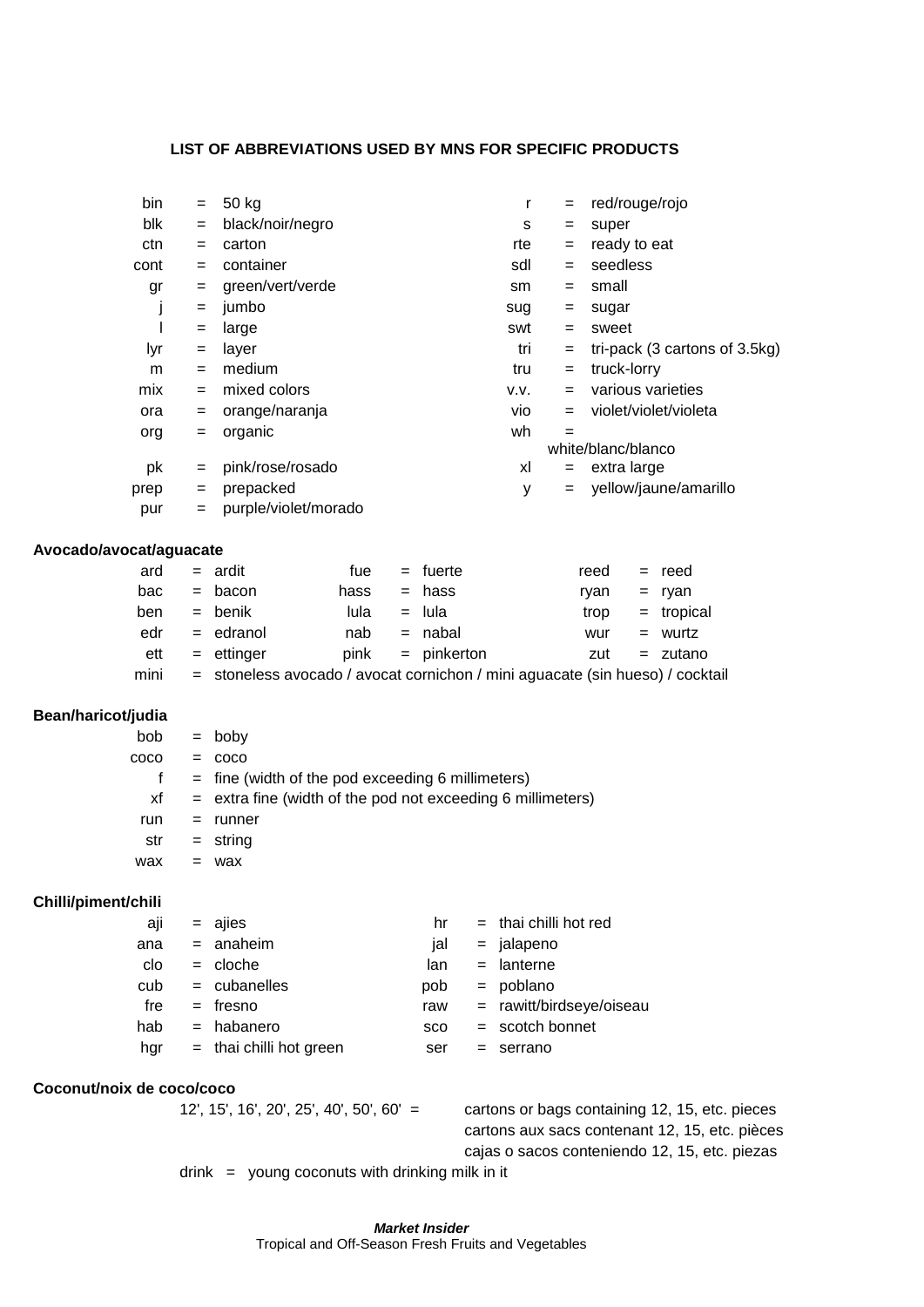### LIST OF ABBREVIATIONS USED BY MNS FOR SPECIFIC PRODUCTS

| | | | | | |
|---|---|---|---|---|---|
| bin | = | 50 kg | r | = | red/rouge/rojo |
| blk | = | black/noir/negro | s | = | super |
| ctn | = | carton | rte | = | ready to eat |
| cont | = | container | sdl | = | seedless |
| gr | = | green/vert/verde | sm | = | small |
| j | = | jumbo | sug | = | sugar |
| l | = | large | swt | = | sweet |
| lyr | = | layer | tri | = | tri-pack (3 cartons of 3.5kg) |
| m | = | medium | tru | = | truck-lorry |
| mix | = | mixed colors | v.v. | = | various varieties |
| ora | = | orange/naranja | vio | = | violet/violet/violeta |
| org | = | organic | wh | = | white/blanc/blanco |
| pk | = | pink/rose/rosado | xl | = | extra large |
| prep | = | prepacked | y | = | yellow/jaune/amarillo |
| pur | = | purple/violet/morado | | | |

**Avocado/avocat/aguacate**

| | | | | | | | | |
|---|---|---|---|---|---|---|---|---|
| ard | = | ardit | fue | = | fuerte | reed | = | reed |
| bac | = | bacon | hass | = | hass | ryan | = | ryan |
| ben | = | benik | lula | = | lula | trop | = | tropical |
| edr | = | edranol | nab | = | nabal | wur | = | wurtz |
| ett | = | ettinger | pink | = | pinkerton | zut | = | zutano |

mini = stoneless avocado / avocat cornichon / mini aguacate (sin hueso) / cocktail

**Bean/haricot/judia**

- bob = boby
- coco = coco
- f = fine (width of the pod exceeding 6 millimeters)
- xf = extra fine (width of the pod not exceeding 6 millimeters)
- run = runner
- str = string
- wax = wax

**Chilli/piment/chili**

| | | | | | |
|---|---|---|---|---|---|
| aji | = | ajies | hr | = | thai chilli hot red |
| ana | = | anaheim | jal | = | jalapeno |
| clo | = | cloche | lan | = | lanterne |
| cub | = | cubanelles | pob | = | poblano |
| fre | = | fresno | raw | = | rawitt/birdseye/oiseau |
| hab | = | habanero | sco | = | scotch bonnet |
| hgr | = | thai chilli hot green | ser | = | serrano |

**Coconut/noix de coco/coco**

12', 15', 16', 20', 25', 40', 50', 60' = cartons or bags containing 12, 15, etc. pieces
cartons aux sacs contenant 12, 15, etc. pièces
cajas o sacos conteniendo 12, 15, etc. piezas

drink = young coconuts with drinking milk in it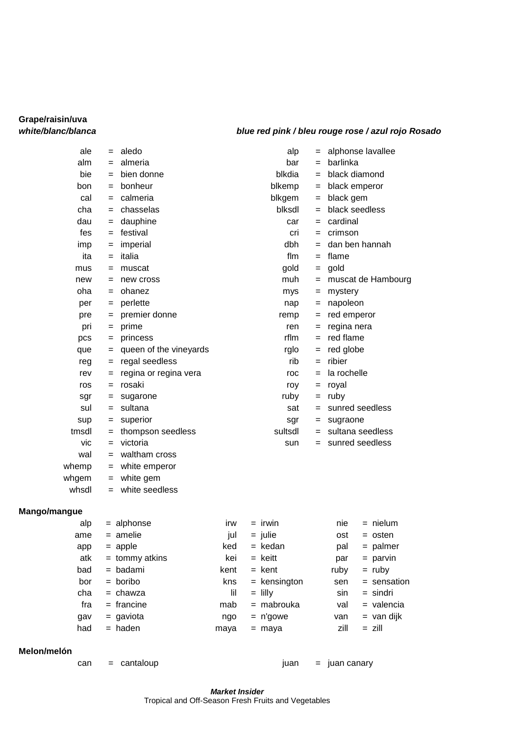**Grape/raisin/uva**

| *white/blanc/blanca* | | | *blue red pink / bleu rouge rose / azul rojo Rosado* | | |
|---|---|---|---|---|---|
| ale | = | aledo | alp | = | alphonse lavallee |
| alm | = | almeria | bar | = | barlinka |
| bie | = | bien donne | blkdia | = | black diamond |
| bon | = | bonheur | blkemp | = | black emperor |
| cal | = | calmeria | blkgem | = | black gem |
| cha | = | chasselas | blksdl | = | black seedless |
| dau | = | dauphine | car | = | cardinal |
| fes | = | festival | cri | = | crimson |
| imp | = | imperial | dbh | = | dan ben hannah |
| ita | = | italia | flm | = | flame |
| mus | = | muscat | gold | = | gold |
| new | = | new cross | muh | = | muscat de Hambourg |
| oha | = | ohanez | mys | = | mystery |
| per | = | perlette | nap | = | napoleon |
| pre | = | premier donne | remp | = | red emperor |
| pri | = | prime | ren | = | regina nera |
| pcs | = | princess | rflm | = | red flame |
| que | = | queen of the vineyards | rglo | = | red globe |
| reg | = | regal seedless | rib | = | ribier |
| rev | = | regina or regina vera | roc | = | la rochelle |
| ros | = | rosaki | roy | = | royal |
| sgr | = | sugarone | ruby | = | ruby |
| sul | = | sultana | sat | = | sunred seedless |
| sup | = | superior | sgr | = | sugraone |
| tmsdl | = | thompson seedless | sultsdl | = | sultana seedless |
| vic | = | victoria | sun | = | sunred seedless |
| wal | = | waltham cross | | | |
| whemp | = | white emperor | | | |
| whgem | = | white gem | | | |
| whsdl | = | white seedless | | | |

**Mango/mangue**

| | | | | | | | | |
|---|---|---|---|---|---|---|---|---|
| alp | = | alphonse | irw | = | irwin | nie | = | nielum |
| ame | = | amelie | jul | = | julie | ost | = | osten |
| app | = | apple | ked | = | kedan | pal | = | palmer |
| atk | = | tommy atkins | kei | = | keitt | par | = | parvin |
| bad | = | badami | kent | = | kent | ruby | = | ruby |
| bor | = | boribo | kns | = | kensington | sen | = | sensation |
| cha | = | chawza | lil | = | lilly | sin | = | sindri |
| fra | = | francine | mab | = | mabrouka | val | = | valencia |
| gav | = | gaviota | ngo | = | n'gowe | van | = | van dijk |
| had | = | haden | maya | = | maya | zill | = | zill |

**Melon/melón**

| | | | | | |
|---|---|---|---|---|---|
| can | = | cantaloup | juan | = | juan canary |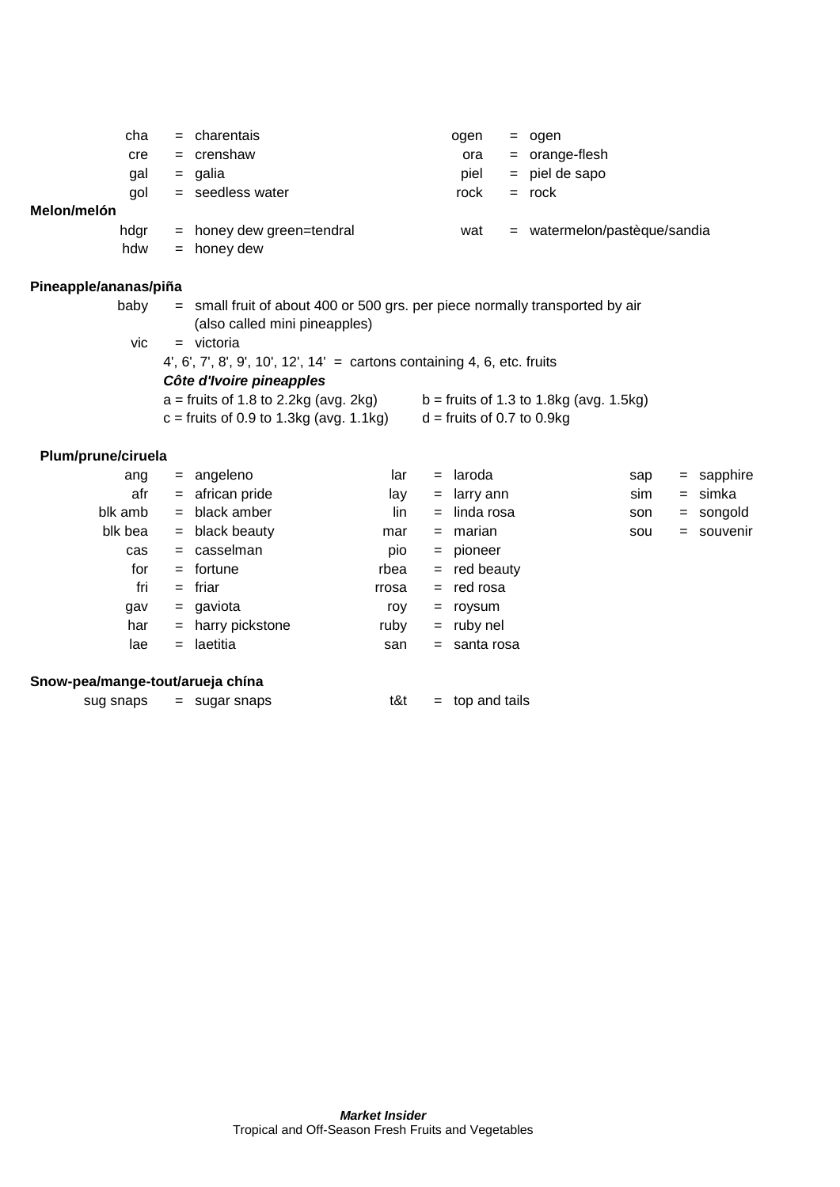**Melon/melón**

| | | | | | |
|---|---|---|---|---|---|
| cha | = | charentais | ogen | = | ogen |
| cre | = | crenshaw | ora | = | orange-flesh |
| gal | = | galia | piel | = | piel de sapo |
| gol | = | seedless water | rock | = | rock |
| hdgr | = | honey dew green=tendral | wat | = | watermelon/pastèque/sandia |
| hdw | = | honey dew | | | |

**Pineapple/ananas/piña**

| | | |
|---|---|---|
| baby | = | small fruit of about 400 or 500 grs. per piece normally transported by air (also called mini pineapples) |
| vic | = | victoria |

4', 6', 7', 8', 9', 10', 12', 14' = cartons containing 4, 6, etc. fruits

***Côte d'Ivoire pineapples***

a = fruits of 1.8 to 2.2kg (avg. 2kg)    b = fruits of 1.3 to 1.8kg (avg. 1.5kg)

c = fruits of 0.9 to 1.3kg (avg. 1.1kg)    d = fruits of 0.7 to 0.9kg

**Plum/prune/ciruela**

| | | | | | | | | |
|---|---|---|---|---|---|---|---|---|
| ang | = | angeleno | lar | = | laroda | sap | = | sapphire |
| afr | = | african pride | lay | = | larry ann | sim | = | simka |
| blk amb | = | black amber | lin | = | linda rosa | son | = | songold |
| blk bea | = | black beauty | mar | = | marian | sou | = | souvenir |
| cas | = | casselman | pio | = | pioneer | | | |
| for | = | fortune | rbea | = | red beauty | | | |
| fri | = | friar | rrosa | = | red rosa | | | |
| gav | = | gaviota | roy | = | roysum | | | |
| har | = | harry pickstone | ruby | = | ruby nel | | | |
| lae | = | laetitia | san | = | santa rosa | | | |

**Snow-pea/mange-tout/arueja chína**

| | | | | | |
|---|---|---|---|---|---|
| sug snaps | = | sugar snaps | t&t | = | top and tails |